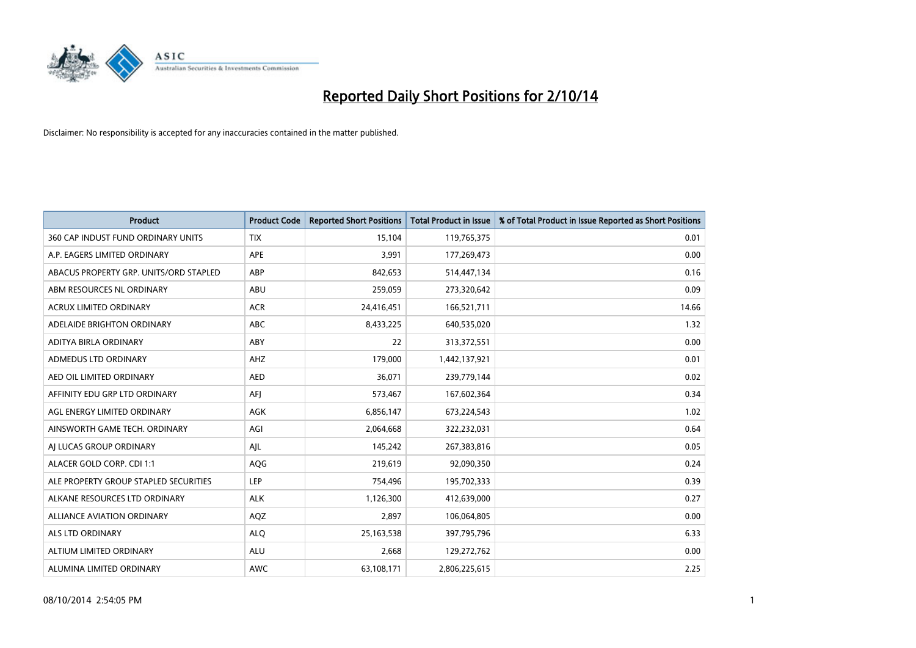# Reported Daily Short Positions for 2/10/14

Disclaimer: No responsibility is accepted for any inaccuracies contained in the matter published.

| Product | Product Code | Reported Short Positions | Total Product in Issue | % of Total Product in Issue Reported as Short Positions |
|---|---|---|---|---|
| 360 CAP INDUST FUND ORDINARY UNITS | TIX | 15,104 | 119,765,375 | 0.01 |
| A.P. EAGERS LIMITED ORDINARY | APE | 3,991 | 177,269,473 | 0.00 |
| ABACUS PROPERTY GRP. UNITS/ORD STAPLED | ABP | 842,653 | 514,447,134 | 0.16 |
| ABM RESOURCES NL ORDINARY | ABU | 259,059 | 273,320,642 | 0.09 |
| ACRUX LIMITED ORDINARY | ACR | 24,416,451 | 166,521,711 | 14.66 |
| ADELAIDE BRIGHTON ORDINARY | ABC | 8,433,225 | 640,535,020 | 1.32 |
| ADITYA BIRLA ORDINARY | ABY | 22 | 313,372,551 | 0.00 |
| ADMEDUS LTD ORDINARY | AHZ | 179,000 | 1,442,137,921 | 0.01 |
| AED OIL LIMITED ORDINARY | AED | 36,071 | 239,779,144 | 0.02 |
| AFFINITY EDU GRP LTD ORDINARY | AFJ | 573,467 | 167,602,364 | 0.34 |
| AGL ENERGY LIMITED ORDINARY | AGK | 6,856,147 | 673,224,543 | 1.02 |
| AINSWORTH GAME TECH. ORDINARY | AGI | 2,064,668 | 322,232,031 | 0.64 |
| AJ LUCAS GROUP ORDINARY | AJL | 145,242 | 267,383,816 | 0.05 |
| ALACER GOLD CORP. CDI 1:1 | AQG | 219,619 | 92,090,350 | 0.24 |
| ALE PROPERTY GROUP STAPLED SECURITIES | LEP | 754,496 | 195,702,333 | 0.39 |
| ALKANE RESOURCES LTD ORDINARY | ALK | 1,126,300 | 412,639,000 | 0.27 |
| ALLIANCE AVIATION ORDINARY | AQZ | 2,897 | 106,064,805 | 0.00 |
| ALS LTD ORDINARY | ALQ | 25,163,538 | 397,795,796 | 6.33 |
| ALTIUM LIMITED ORDINARY | ALU | 2,668 | 129,272,762 | 0.00 |
| ALUMINA LIMITED ORDINARY | AWC | 63,108,171 | 2,806,225,615 | 2.25 |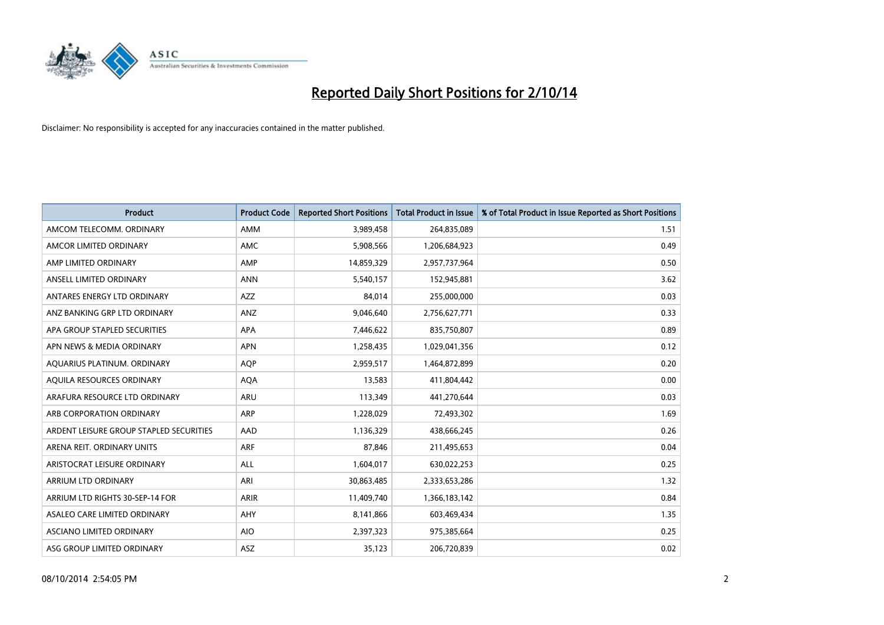# Reported Daily Short Positions for 2/10/14

Disclaimer: No responsibility is accepted for any inaccuracies contained in the matter published.

| Product | Product Code | Reported Short Positions | Total Product in Issue | % of Total Product in Issue Reported as Short Positions |
|---|---|---|---|---|
| AMCOM TELECOMM. ORDINARY | AMM | 3,989,458 | 264,835,089 | 1.51 |
| AMCOR LIMITED ORDINARY | AMC | 5,908,566 | 1,206,684,923 | 0.49 |
| AMP LIMITED ORDINARY | AMP | 14,859,329 | 2,957,737,964 | 0.50 |
| ANSELL LIMITED ORDINARY | ANN | 5,540,157 | 152,945,881 | 3.62 |
| ANTARES ENERGY LTD ORDINARY | AZZ | 84,014 | 255,000,000 | 0.03 |
| ANZ BANKING GRP LTD ORDINARY | ANZ | 9,046,640 | 2,756,627,771 | 0.33 |
| APA GROUP STAPLED SECURITIES | APA | 7,446,622 | 835,750,807 | 0.89 |
| APN NEWS & MEDIA ORDINARY | APN | 1,258,435 | 1,029,041,356 | 0.12 |
| AQUARIUS PLATINUM. ORDINARY | AQP | 2,959,517 | 1,464,872,899 | 0.20 |
| AQUILA RESOURCES ORDINARY | AQA | 13,583 | 411,804,442 | 0.00 |
| ARAFURA RESOURCE LTD ORDINARY | ARU | 113,349 | 441,270,644 | 0.03 |
| ARB CORPORATION ORDINARY | ARP | 1,228,029 | 72,493,302 | 1.69 |
| ARDENT LEISURE GROUP STAPLED SECURITIES | AAD | 1,136,329 | 438,666,245 | 0.26 |
| ARENA REIT. ORDINARY UNITS | ARF | 87,846 | 211,495,653 | 0.04 |
| ARISTOCRAT LEISURE ORDINARY | ALL | 1,604,017 | 630,022,253 | 0.25 |
| ARRIUM LTD ORDINARY | ARI | 30,863,485 | 2,333,653,286 | 1.32 |
| ARRIUM LTD RIGHTS 30-SEP-14 FOR | ARIR | 11,409,740 | 1,366,183,142 | 0.84 |
| ASALEO CARE LIMITED ORDINARY | AHY | 8,141,866 | 603,469,434 | 1.35 |
| ASCIANO LIMITED ORDINARY | AIO | 2,397,323 | 975,385,664 | 0.25 |
| ASG GROUP LIMITED ORDINARY | ASZ | 35,123 | 206,720,839 | 0.02 |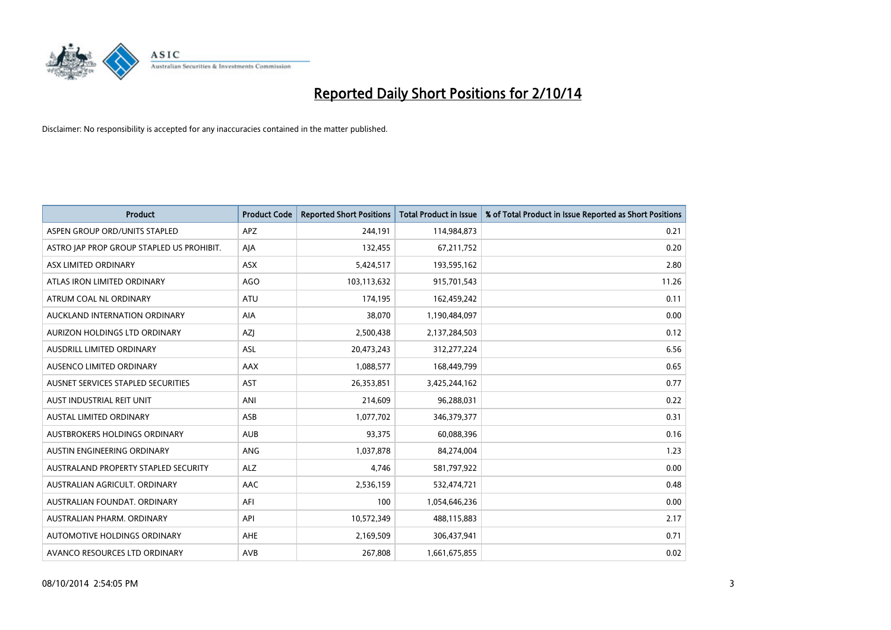# Reported Daily Short Positions for 2/10/14

Disclaimer: No responsibility is accepted for any inaccuracies contained in the matter published.

| Product | Product Code | Reported Short Positions | Total Product in Issue | % of Total Product in Issue Reported as Short Positions |
|---|---|---|---|---|
| ASPEN GROUP ORD/UNITS STAPLED | APZ | 244,191 | 114,984,873 | 0.21 |
| ASTRO JAP PROP GROUP STAPLED US PROHIBIT. | AJA | 132,455 | 67,211,752 | 0.20 |
| ASX LIMITED ORDINARY | ASX | 5,424,517 | 193,595,162 | 2.80 |
| ATLAS IRON LIMITED ORDINARY | AGO | 103,113,632 | 915,701,543 | 11.26 |
| ATRUM COAL NL ORDINARY | ATU | 174,195 | 162,459,242 | 0.11 |
| AUCKLAND INTERNATION ORDINARY | AIA | 38,070 | 1,190,484,097 | 0.00 |
| AURIZON HOLDINGS LTD ORDINARY | AZJ | 2,500,438 | 2,137,284,503 | 0.12 |
| AUSDRILL LIMITED ORDINARY | ASL | 20,473,243 | 312,277,224 | 6.56 |
| AUSENCO LIMITED ORDINARY | AAX | 1,088,577 | 168,449,799 | 0.65 |
| AUSNET SERVICES STAPLED SECURITIES | AST | 26,353,851 | 3,425,244,162 | 0.77 |
| AUST INDUSTRIAL REIT UNIT | ANI | 214,609 | 96,288,031 | 0.22 |
| AUSTAL LIMITED ORDINARY | ASB | 1,077,702 | 346,379,377 | 0.31 |
| AUSTBROKERS HOLDINGS ORDINARY | AUB | 93,375 | 60,088,396 | 0.16 |
| AUSTIN ENGINEERING ORDINARY | ANG | 1,037,878 | 84,274,004 | 1.23 |
| AUSTRALAND PROPERTY STAPLED SECURITY | ALZ | 4,746 | 581,797,922 | 0.00 |
| AUSTRALIAN AGRICULT. ORDINARY | AAC | 2,536,159 | 532,474,721 | 0.48 |
| AUSTRALIAN FOUNDAT. ORDINARY | AFI | 100 | 1,054,646,236 | 0.00 |
| AUSTRALIAN PHARM. ORDINARY | API | 10,572,349 | 488,115,883 | 2.17 |
| AUTOMOTIVE HOLDINGS ORDINARY | AHE | 2,169,509 | 306,437,941 | 0.71 |
| AVANCO RESOURCES LTD ORDINARY | AVB | 267,808 | 1,661,675,855 | 0.02 |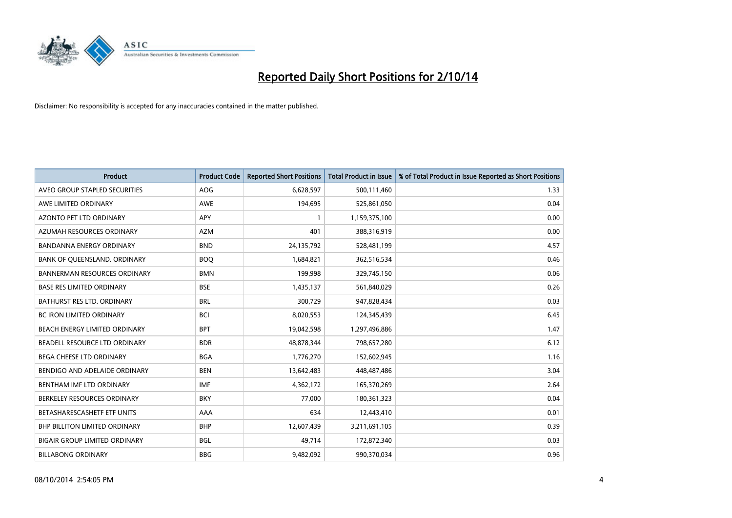# Reported Daily Short Positions for 2/10/14

Disclaimer: No responsibility is accepted for any inaccuracies contained in the matter published.

| Product | Product Code | Reported Short Positions | Total Product in Issue | % of Total Product in Issue Reported as Short Positions |
|---|---|---|---|---|
| AVEO GROUP STAPLED SECURITIES | AOG | 6,628,597 | 500,111,460 | 1.33 |
| AWE LIMITED ORDINARY | AWE | 194,695 | 525,861,050 | 0.04 |
| AZONTO PET LTD ORDINARY | APY | 1 | 1,159,375,100 | 0.00 |
| AZUMAH RESOURCES ORDINARY | AZM | 401 | 388,316,919 | 0.00 |
| BANDANNA ENERGY ORDINARY | BND | 24,135,792 | 528,481,199 | 4.57 |
| BANK OF QUEENSLAND. ORDINARY | BOQ | 1,684,821 | 362,516,534 | 0.46 |
| BANNERMAN RESOURCES ORDINARY | BMN | 199,998 | 329,745,150 | 0.06 |
| BASE RES LIMITED ORDINARY | BSE | 1,435,137 | 561,840,029 | 0.26 |
| BATHURST RES LTD. ORDINARY | BRL | 300,729 | 947,828,434 | 0.03 |
| BC IRON LIMITED ORDINARY | BCI | 8,020,553 | 124,345,439 | 6.45 |
| BEACH ENERGY LIMITED ORDINARY | BPT | 19,042,598 | 1,297,496,886 | 1.47 |
| BEADELL RESOURCE LTD ORDINARY | BDR | 48,878,344 | 798,657,280 | 6.12 |
| BEGA CHEESE LTD ORDINARY | BGA | 1,776,270 | 152,602,945 | 1.16 |
| BENDIGO AND ADELAIDE ORDINARY | BEN | 13,642,483 | 448,487,486 | 3.04 |
| BENTHAM IMF LTD ORDINARY | IMF | 4,362,172 | 165,370,269 | 2.64 |
| BERKELEY RESOURCES ORDINARY | BKY | 77,000 | 180,361,323 | 0.04 |
| BETASHARESCASHETF ETF UNITS | AAA | 634 | 12,443,410 | 0.01 |
| BHP BILLITON LIMITED ORDINARY | BHP | 12,607,439 | 3,211,691,105 | 0.39 |
| BIGAIR GROUP LIMITED ORDINARY | BGL | 49,714 | 172,872,340 | 0.03 |
| BILLABONG ORDINARY | BBG | 9,482,092 | 990,370,034 | 0.96 |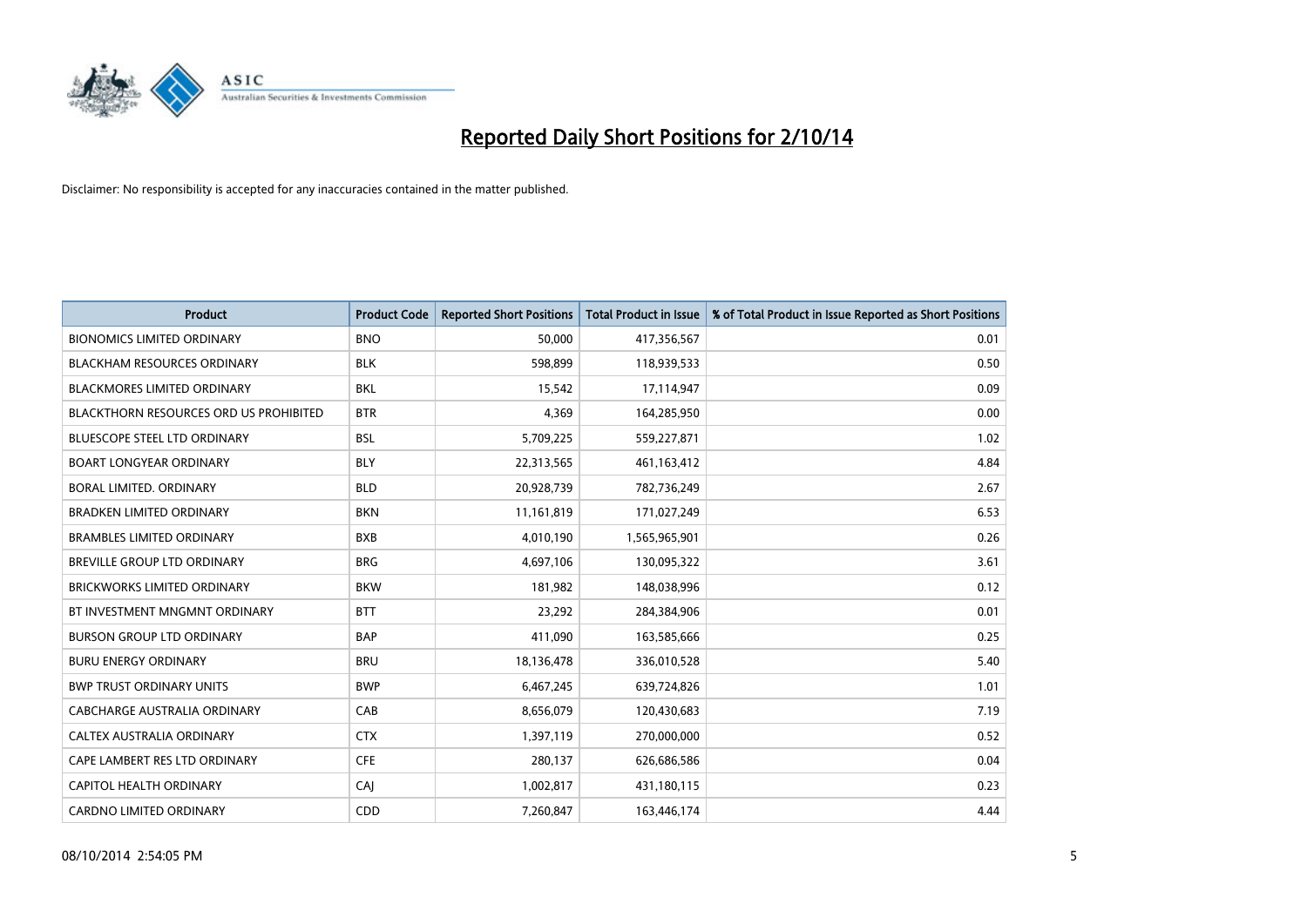# Reported Daily Short Positions for 2/10/14

Disclaimer: No responsibility is accepted for any inaccuracies contained in the matter published.

| Product | Product Code | Reported Short Positions | Total Product in Issue | % of Total Product in Issue Reported as Short Positions |
|---|---|---|---|---|
| BIONOMICS LIMITED ORDINARY | BNO | 50,000 | 417,356,567 | 0.01 |
| BLACKHAM RESOURCES ORDINARY | BLK | 598,899 | 118,939,533 | 0.50 |
| BLACKMORES LIMITED ORDINARY | BKL | 15,542 | 17,114,947 | 0.09 |
| BLACKTHORN RESOURCES ORD US PROHIBITED | BTR | 4,369 | 164,285,950 | 0.00 |
| BLUESCOPE STEEL LTD ORDINARY | BSL | 5,709,225 | 559,227,871 | 1.02 |
| BOART LONGYEAR ORDINARY | BLY | 22,313,565 | 461,163,412 | 4.84 |
| BORAL LIMITED. ORDINARY | BLD | 20,928,739 | 782,736,249 | 2.67 |
| BRADKEN LIMITED ORDINARY | BKN | 11,161,819 | 171,027,249 | 6.53 |
| BRAMBLES LIMITED ORDINARY | BXB | 4,010,190 | 1,565,965,901 | 0.26 |
| BREVILLE GROUP LTD ORDINARY | BRG | 4,697,106 | 130,095,322 | 3.61 |
| BRICKWORKS LIMITED ORDINARY | BKW | 181,982 | 148,038,996 | 0.12 |
| BT INVESTMENT MNGMNT ORDINARY | BTT | 23,292 | 284,384,906 | 0.01 |
| BURSON GROUP LTD ORDINARY | BAP | 411,090 | 163,585,666 | 0.25 |
| BURU ENERGY ORDINARY | BRU | 18,136,478 | 336,010,528 | 5.40 |
| BWP TRUST ORDINARY UNITS | BWP | 6,467,245 | 639,724,826 | 1.01 |
| CABCHARGE AUSTRALIA ORDINARY | CAB | 8,656,079 | 120,430,683 | 7.19 |
| CALTEX AUSTRALIA ORDINARY | CTX | 1,397,119 | 270,000,000 | 0.52 |
| CAPE LAMBERT RES LTD ORDINARY | CFE | 280,137 | 626,686,586 | 0.04 |
| CAPITOL HEALTH ORDINARY | CAJ | 1,002,817 | 431,180,115 | 0.23 |
| CARDNO LIMITED ORDINARY | CDD | 7,260,847 | 163,446,174 | 4.44 |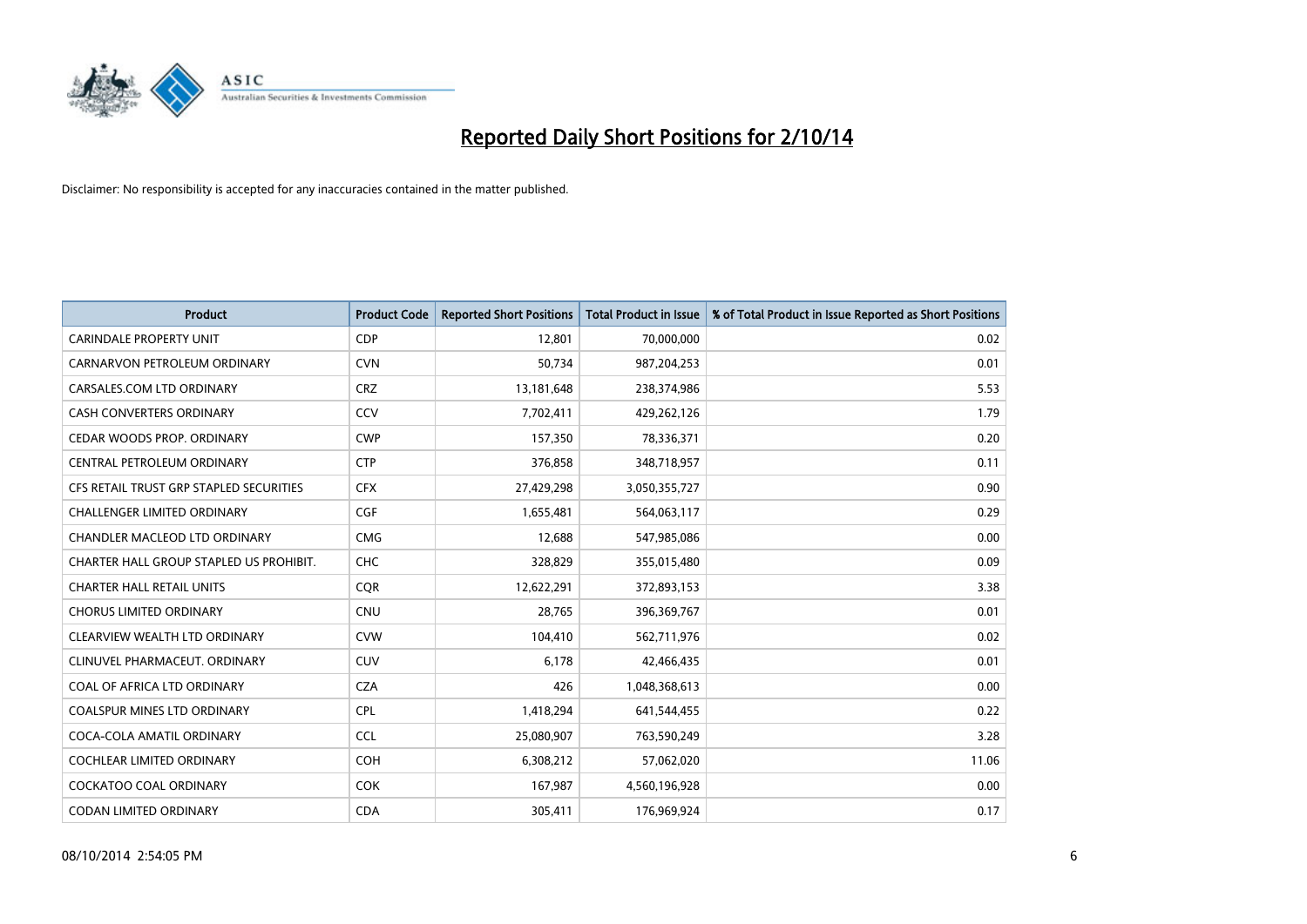# Reported Daily Short Positions for 2/10/14

Disclaimer: No responsibility is accepted for any inaccuracies contained in the matter published.

| Product | Product Code | Reported Short Positions | Total Product in Issue | % of Total Product in Issue Reported as Short Positions |
|---|---|---|---|---|
| CARINDALE PROPERTY UNIT | CDP | 12,801 | 70,000,000 | 0.02 |
| CARNARVON PETROLEUM ORDINARY | CVN | 50,734 | 987,204,253 | 0.01 |
| CARSALES.COM LTD ORDINARY | CRZ | 13,181,648 | 238,374,986 | 5.53 |
| CASH CONVERTERS ORDINARY | CCV | 7,702,411 | 429,262,126 | 1.79 |
| CEDAR WOODS PROP. ORDINARY | CWP | 157,350 | 78,336,371 | 0.20 |
| CENTRAL PETROLEUM ORDINARY | CTP | 376,858 | 348,718,957 | 0.11 |
| CFS RETAIL TRUST GRP STAPLED SECURITIES | CFX | 27,429,298 | 3,050,355,727 | 0.90 |
| CHALLENGER LIMITED ORDINARY | CGF | 1,655,481 | 564,063,117 | 0.29 |
| CHANDLER MACLEOD LTD ORDINARY | CMG | 12,688 | 547,985,086 | 0.00 |
| CHARTER HALL GROUP STAPLED US PROHIBIT. | CHC | 328,829 | 355,015,480 | 0.09 |
| CHARTER HALL RETAIL UNITS | CQR | 12,622,291 | 372,893,153 | 3.38 |
| CHORUS LIMITED ORDINARY | CNU | 28,765 | 396,369,767 | 0.01 |
| CLEARVIEW WEALTH LTD ORDINARY | CVW | 104,410 | 562,711,976 | 0.02 |
| CLINUVEL PHARMACEUT. ORDINARY | CUV | 6,178 | 42,466,435 | 0.01 |
| COAL OF AFRICA LTD ORDINARY | CZA | 426 | 1,048,368,613 | 0.00 |
| COALSPUR MINES LTD ORDINARY | CPL | 1,418,294 | 641,544,455 | 0.22 |
| COCA-COLA AMATIL ORDINARY | CCL | 25,080,907 | 763,590,249 | 3.28 |
| COCHLEAR LIMITED ORDINARY | COH | 6,308,212 | 57,062,020 | 11.06 |
| COCKATOO COAL ORDINARY | COK | 167,987 | 4,560,196,928 | 0.00 |
| CODAN LIMITED ORDINARY | CDA | 305,411 | 176,969,924 | 0.17 |

08/10/2014 2:54:05 PM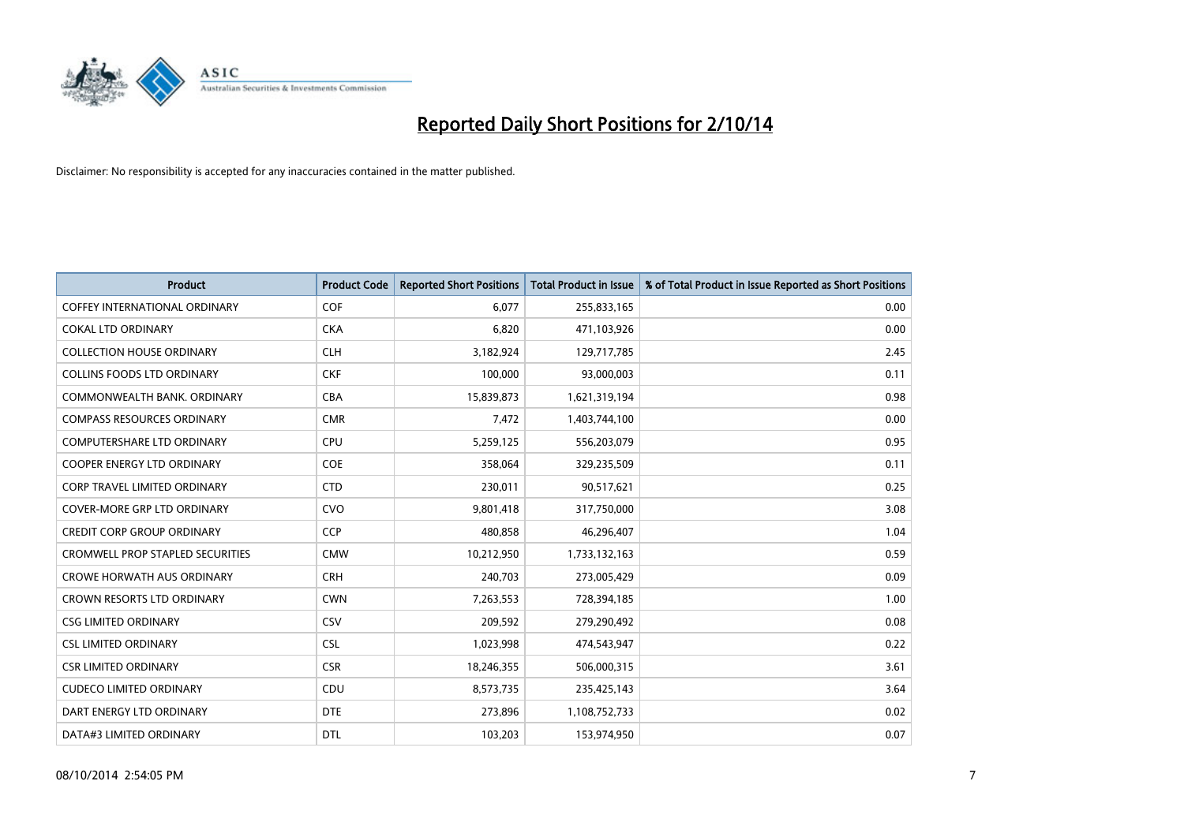# Reported Daily Short Positions for 2/10/14

Disclaimer: No responsibility is accepted for any inaccuracies contained in the matter published.

| Product | Product Code | Reported Short Positions | Total Product in Issue | % of Total Product in Issue Reported as Short Positions |
|---|---|---|---|---|
| COFFEY INTERNATIONAL ORDINARY | COF | 6,077 | 255,833,165 | 0.00 |
| COKAL LTD ORDINARY | CKA | 6,820 | 471,103,926 | 0.00 |
| COLLECTION HOUSE ORDINARY | CLH | 3,182,924 | 129,717,785 | 2.45 |
| COLLINS FOODS LTD ORDINARY | CKF | 100,000 | 93,000,003 | 0.11 |
| COMMONWEALTH BANK. ORDINARY | CBA | 15,839,873 | 1,621,319,194 | 0.98 |
| COMPASS RESOURCES ORDINARY | CMR | 7,472 | 1,403,744,100 | 0.00 |
| COMPUTERSHARE LTD ORDINARY | CPU | 5,259,125 | 556,203,079 | 0.95 |
| COOPER ENERGY LTD ORDINARY | COE | 358,064 | 329,235,509 | 0.11 |
| CORP TRAVEL LIMITED ORDINARY | CTD | 230,011 | 90,517,621 | 0.25 |
| COVER-MORE GRP LTD ORDINARY | CVO | 9,801,418 | 317,750,000 | 3.08 |
| CREDIT CORP GROUP ORDINARY | CCP | 480,858 | 46,296,407 | 1.04 |
| CROMWELL PROP STAPLED SECURITIES | CMW | 10,212,950 | 1,733,132,163 | 0.59 |
| CROWE HORWATH AUS ORDINARY | CRH | 240,703 | 273,005,429 | 0.09 |
| CROWN RESORTS LTD ORDINARY | CWN | 7,263,553 | 728,394,185 | 1.00 |
| CSG LIMITED ORDINARY | CSV | 209,592 | 279,290,492 | 0.08 |
| CSL LIMITED ORDINARY | CSL | 1,023,998 | 474,543,947 | 0.22 |
| CSR LIMITED ORDINARY | CSR | 18,246,355 | 506,000,315 | 3.61 |
| CUDECO LIMITED ORDINARY | CDU | 8,573,735 | 235,425,143 | 3.64 |
| DART ENERGY LTD ORDINARY | DTE | 273,896 | 1,108,752,733 | 0.02 |
| DATA#3 LIMITED ORDINARY | DTL | 103,203 | 153,974,950 | 0.07 |

08/10/2014 2:54:05 PM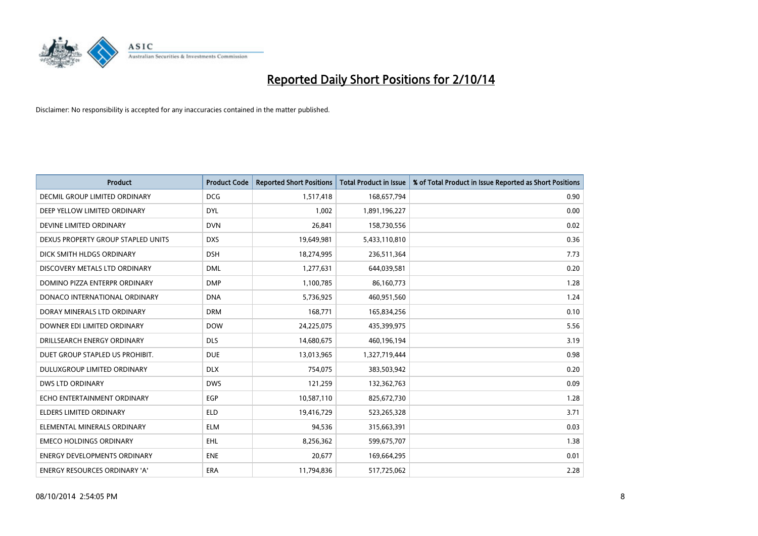# Reported Daily Short Positions for 2/10/14

Disclaimer: No responsibility is accepted for any inaccuracies contained in the matter published.

| Product | Product Code | Reported Short Positions | Total Product in Issue | % of Total Product in Issue Reported as Short Positions |
|---|---|---|---|---|
| DECMIL GROUP LIMITED ORDINARY | DCG | 1,517,418 | 168,657,794 | 0.90 |
| DEEP YELLOW LIMITED ORDINARY | DYL | 1,002 | 1,891,196,227 | 0.00 |
| DEVINE LIMITED ORDINARY | DVN | 26,841 | 158,730,556 | 0.02 |
| DEXUS PROPERTY GROUP STAPLED UNITS | DXS | 19,649,981 | 5,433,110,810 | 0.36 |
| DICK SMITH HLDGS ORDINARY | DSH | 18,274,995 | 236,511,364 | 7.73 |
| DISCOVERY METALS LTD ORDINARY | DML | 1,277,631 | 644,039,581 | 0.20 |
| DOMINO PIZZA ENTERPR ORDINARY | DMP | 1,100,785 | 86,160,773 | 1.28 |
| DONACO INTERNATIONAL ORDINARY | DNA | 5,736,925 | 460,951,560 | 1.24 |
| DORAY MINERALS LTD ORDINARY | DRM | 168,771 | 165,834,256 | 0.10 |
| DOWNER EDI LIMITED ORDINARY | DOW | 24,225,075 | 435,399,975 | 5.56 |
| DRILLSEARCH ENERGY ORDINARY | DLS | 14,680,675 | 460,196,194 | 3.19 |
| DUET GROUP STAPLED US PROHIBIT. | DUE | 13,013,965 | 1,327,719,444 | 0.98 |
| DULUXGROUP LIMITED ORDINARY | DLX | 754,075 | 383,503,942 | 0.20 |
| DWS LTD ORDINARY | DWS | 121,259 | 132,362,763 | 0.09 |
| ECHO ENTERTAINMENT ORDINARY | EGP | 10,587,110 | 825,672,730 | 1.28 |
| ELDERS LIMITED ORDINARY | ELD | 19,416,729 | 523,265,328 | 3.71 |
| ELEMENTAL MINERALS ORDINARY | ELM | 94,536 | 315,663,391 | 0.03 |
| EMECO HOLDINGS ORDINARY | EHL | 8,256,362 | 599,675,707 | 1.38 |
| ENERGY DEVELOPMENTS ORDINARY | ENE | 20,677 | 169,664,295 | 0.01 |
| ENERGY RESOURCES ORDINARY 'A' | ERA | 11,794,836 | 517,725,062 | 2.28 |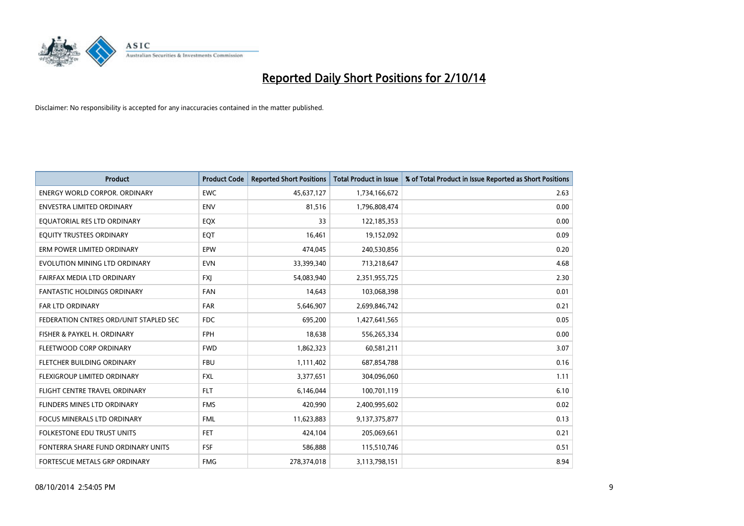# Reported Daily Short Positions for 2/10/14

Disclaimer: No responsibility is accepted for any inaccuracies contained in the matter published.

| Product | Product Code | Reported Short Positions | Total Product in Issue | % of Total Product in Issue Reported as Short Positions |
|---|---|---|---|---|
| ENERGY WORLD CORPOR. ORDINARY | EWC | 45,637,127 | 1,734,166,672 | 2.63 |
| ENVESTRA LIMITED ORDINARY | ENV | 81,516 | 1,796,808,474 | 0.00 |
| EQUATORIAL RES LTD ORDINARY | EQX | 33 | 122,185,353 | 0.00 |
| EQUITY TRUSTEES ORDINARY | EQT | 16,461 | 19,152,092 | 0.09 |
| ERM POWER LIMITED ORDINARY | EPW | 474,045 | 240,530,856 | 0.20 |
| EVOLUTION MINING LTD ORDINARY | EVN | 33,399,340 | 713,218,647 | 4.68 |
| FAIRFAX MEDIA LTD ORDINARY | FXJ | 54,083,940 | 2,351,955,725 | 2.30 |
| FANTASTIC HOLDINGS ORDINARY | FAN | 14,643 | 103,068,398 | 0.01 |
| FAR LTD ORDINARY | FAR | 5,646,907 | 2,699,846,742 | 0.21 |
| FEDERATION CNTRES ORD/UNIT STAPLED SEC | FDC | 695,200 | 1,427,641,565 | 0.05 |
| FISHER & PAYKEL H. ORDINARY | FPH | 18,638 | 556,265,334 | 0.00 |
| FLEETWOOD CORP ORDINARY | FWD | 1,862,323 | 60,581,211 | 3.07 |
| FLETCHER BUILDING ORDINARY | FBU | 1,111,402 | 687,854,788 | 0.16 |
| FLEXIGROUP LIMITED ORDINARY | FXL | 3,377,651 | 304,096,060 | 1.11 |
| FLIGHT CENTRE TRAVEL ORDINARY | FLT | 6,146,044 | 100,701,119 | 6.10 |
| FLINDERS MINES LTD ORDINARY | FMS | 420,990 | 2,400,995,602 | 0.02 |
| FOCUS MINERALS LTD ORDINARY | FML | 11,623,883 | 9,137,375,877 | 0.13 |
| FOLKESTONE EDU TRUST UNITS | FET | 424,104 | 205,069,661 | 0.21 |
| FONTERRA SHARE FUND ORDINARY UNITS | FSF | 586,888 | 115,510,746 | 0.51 |
| FORTESCUE METALS GRP ORDINARY | FMG | 278,374,018 | 3,113,798,151 | 8.94 |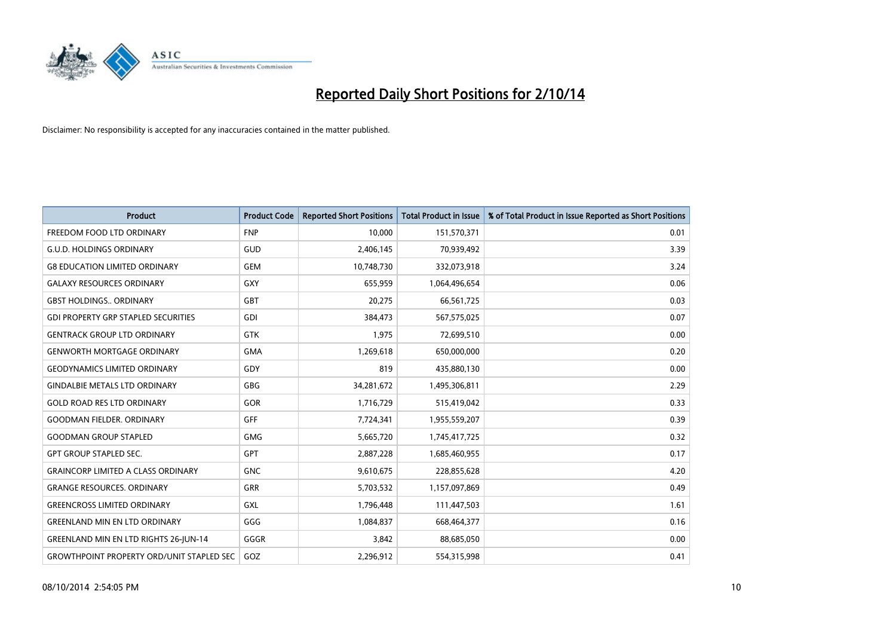# Reported Daily Short Positions for 2/10/14

Disclaimer: No responsibility is accepted for any inaccuracies contained in the matter published.

| Product | Product Code | Reported Short Positions | Total Product in Issue | % of Total Product in Issue Reported as Short Positions |
|---|---|---|---|---|
| FREEDOM FOOD LTD ORDINARY | FNP | 10,000 | 151,570,371 | 0.01 |
| G.U.D. HOLDINGS ORDINARY | GUD | 2,406,145 | 70,939,492 | 3.39 |
| G8 EDUCATION LIMITED ORDINARY | GEM | 10,748,730 | 332,073,918 | 3.24 |
| GALAXY RESOURCES ORDINARY | GXY | 655,959 | 1,064,496,654 | 0.06 |
| GBST HOLDINGS.. ORDINARY | GBT | 20,275 | 66,561,725 | 0.03 |
| GDI PROPERTY GRP STAPLED SECURITIES | GDI | 384,473 | 567,575,025 | 0.07 |
| GENTRACK GROUP LTD ORDINARY | GTK | 1,975 | 72,699,510 | 0.00 |
| GENWORTH MORTGAGE ORDINARY | GMA | 1,269,618 | 650,000,000 | 0.20 |
| GEODYNAMICS LIMITED ORDINARY | GDY | 819 | 435,880,130 | 0.00 |
| GINDALBIE METALS LTD ORDINARY | GBG | 34,281,672 | 1,495,306,811 | 2.29 |
| GOLD ROAD RES LTD ORDINARY | GOR | 1,716,729 | 515,419,042 | 0.33 |
| GOODMAN FIELDER. ORDINARY | GFF | 7,724,341 | 1,955,559,207 | 0.39 |
| GOODMAN GROUP STAPLED | GMG | 5,665,720 | 1,745,417,725 | 0.32 |
| GPT GROUP STAPLED SEC. | GPT | 2,887,228 | 1,685,460,955 | 0.17 |
| GRAINCORP LIMITED A CLASS ORDINARY | GNC | 9,610,675 | 228,855,628 | 4.20 |
| GRANGE RESOURCES. ORDINARY | GRR | 5,703,532 | 1,157,097,869 | 0.49 |
| GREENCROSS LIMITED ORDINARY | GXL | 1,796,448 | 111,447,503 | 1.61 |
| GREENLAND MIN EN LTD ORDINARY | GGG | 1,084,837 | 668,464,377 | 0.16 |
| GREENLAND MIN EN LTD RIGHTS 26-JUN-14 | GGGR | 3,842 | 88,685,050 | 0.00 |
| GROWTHPOINT PROPERTY ORD/UNIT STAPLED SEC | GOZ | 2,296,912 | 554,315,998 | 0.41 |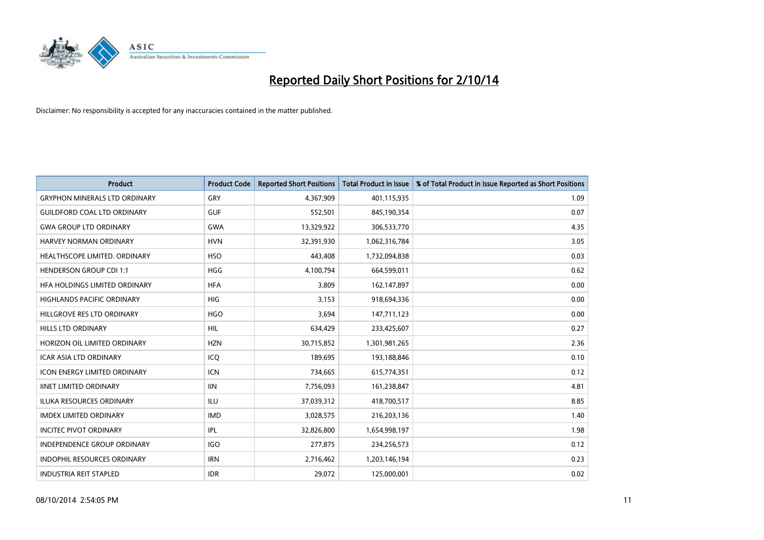# Reported Daily Short Positions for 2/10/14

Disclaimer: No responsibility is accepted for any inaccuracies contained in the matter published.

| Product | Product Code | Reported Short Positions | Total Product in Issue | % of Total Product in Issue Reported as Short Positions |
|---|---|---|---|---|
| GRYPHON MINERALS LTD ORDINARY | GRY | 4,367,909 | 401,115,935 | 1.09 |
| GUILDFORD COAL LTD ORDINARY | GUF | 552,501 | 845,190,354 | 0.07 |
| GWA GROUP LTD ORDINARY | GWA | 13,329,922 | 306,533,770 | 4.35 |
| HARVEY NORMAN ORDINARY | HVN | 32,391,930 | 1,062,316,784 | 3.05 |
| HEALTHSCOPE LIMITED. ORDINARY | HSO | 443,408 | 1,732,094,838 | 0.03 |
| HENDERSON GROUP CDI 1:1 | HGG | 4,100,794 | 664,599,011 | 0.62 |
| HFA HOLDINGS LIMITED ORDINARY | HFA | 3,809 | 162,147,897 | 0.00 |
| HIGHLANDS PACIFIC ORDINARY | HIG | 3,153 | 918,694,336 | 0.00 |
| HILLGROVE RES LTD ORDINARY | HGO | 3,694 | 147,711,123 | 0.00 |
| HILLS LTD ORDINARY | HIL | 634,429 | 233,425,607 | 0.27 |
| HORIZON OIL LIMITED ORDINARY | HZN | 30,715,852 | 1,301,981,265 | 2.36 |
| ICAR ASIA LTD ORDINARY | ICQ | 189,695 | 193,188,846 | 0.10 |
| ICON ENERGY LIMITED ORDINARY | ICN | 734,665 | 615,774,351 | 0.12 |
| IINET LIMITED ORDINARY | IIN | 7,756,093 | 161,238,847 | 4.81 |
| ILUKA RESOURCES ORDINARY | ILU | 37,039,312 | 418,700,517 | 8.85 |
| IMDEX LIMITED ORDINARY | IMD | 3,028,575 | 216,203,136 | 1.40 |
| INCITEC PIVOT ORDINARY | IPL | 32,826,800 | 1,654,998,197 | 1.98 |
| INDEPENDENCE GROUP ORDINARY | IGO | 277,875 | 234,256,573 | 0.12 |
| INDOPHIL RESOURCES ORDINARY | IRN | 2,716,462 | 1,203,146,194 | 0.23 |
| INDUSTRIA REIT STAPLED | IDR | 29,072 | 125,000,001 | 0.02 |

08/10/2014 2:54:05 PM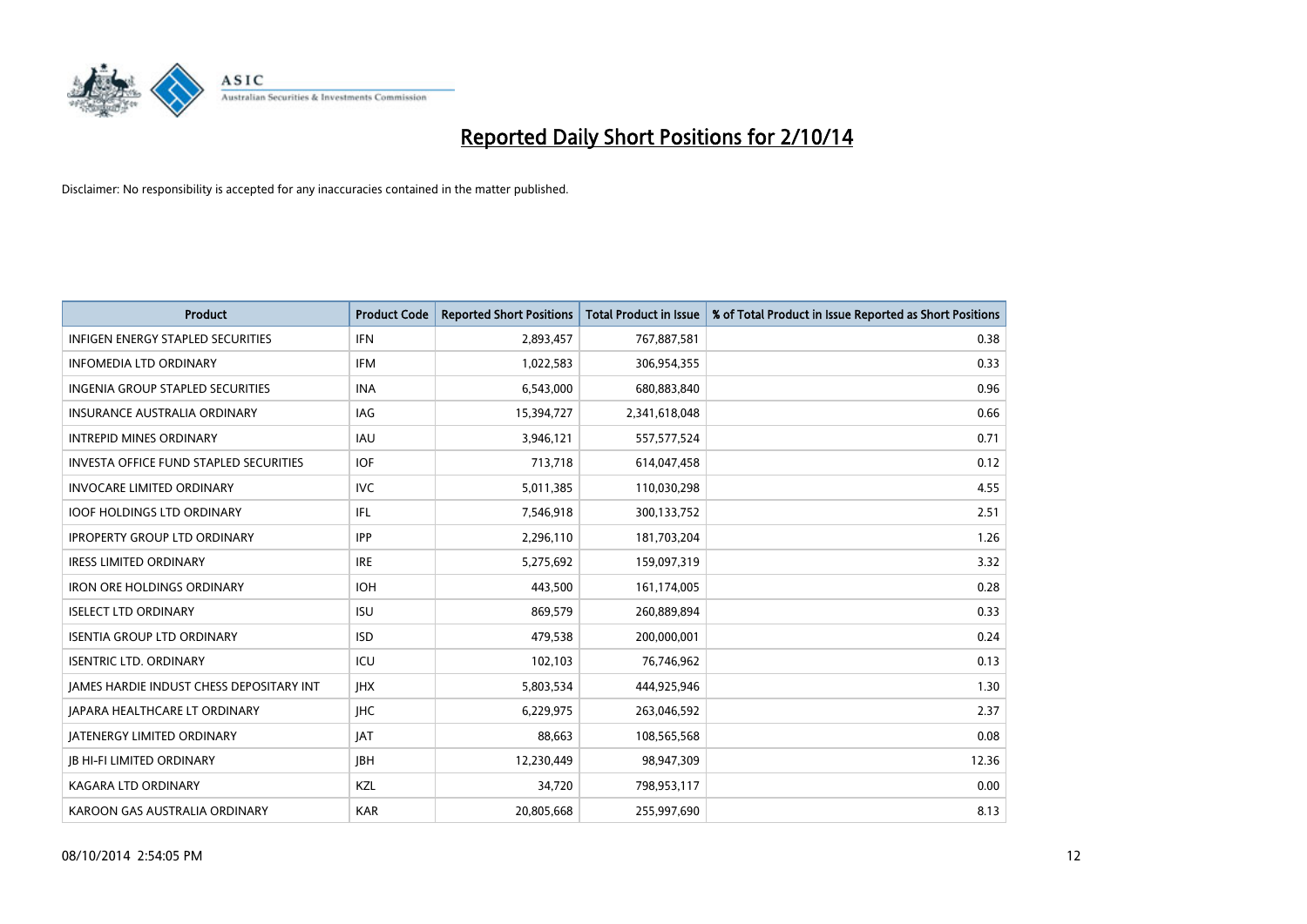# Reported Daily Short Positions for 2/10/14

Disclaimer: No responsibility is accepted for any inaccuracies contained in the matter published.

| Product | Product Code | Reported Short Positions | Total Product in Issue | % of Total Product in Issue Reported as Short Positions |
|---|---|---|---|---|
| INFIGEN ENERGY STAPLED SECURITIES | IFN | 2,893,457 | 767,887,581 | 0.38 |
| INFOMEDIA LTD ORDINARY | IFM | 1,022,583 | 306,954,355 | 0.33 |
| INGENIA GROUP STAPLED SECURITIES | INA | 6,543,000 | 680,883,840 | 0.96 |
| INSURANCE AUSTRALIA ORDINARY | IAG | 15,394,727 | 2,341,618,048 | 0.66 |
| INTREPID MINES ORDINARY | IAU | 3,946,121 | 557,577,524 | 0.71 |
| INVESTA OFFICE FUND STAPLED SECURITIES | IOF | 713,718 | 614,047,458 | 0.12 |
| INVOCARE LIMITED ORDINARY | IVC | 5,011,385 | 110,030,298 | 4.55 |
| IOOF HOLDINGS LTD ORDINARY | IFL | 7,546,918 | 300,133,752 | 2.51 |
| IPROPERTY GROUP LTD ORDINARY | IPP | 2,296,110 | 181,703,204 | 1.26 |
| IRESS LIMITED ORDINARY | IRE | 5,275,692 | 159,097,319 | 3.32 |
| IRON ORE HOLDINGS ORDINARY | IOH | 443,500 | 161,174,005 | 0.28 |
| ISELECT LTD ORDINARY | ISU | 869,579 | 260,889,894 | 0.33 |
| ISENTIA GROUP LTD ORDINARY | ISD | 479,538 | 200,000,001 | 0.24 |
| ISENTRIC LTD. ORDINARY | ICU | 102,103 | 76,746,962 | 0.13 |
| JAMES HARDIE INDUST CHESS DEPOSITARY INT | JHX | 5,803,534 | 444,925,946 | 1.30 |
| JAPARA HEALTHCARE LT ORDINARY | JHC | 6,229,975 | 263,046,592 | 2.37 |
| JATENERGY LIMITED ORDINARY | JAT | 88,663 | 108,565,568 | 0.08 |
| JB HI-FI LIMITED ORDINARY | JBH | 12,230,449 | 98,947,309 | 12.36 |
| KAGARA LTD ORDINARY | KZL | 34,720 | 798,953,117 | 0.00 |
| KAROON GAS AUSTRALIA ORDINARY | KAR | 20,805,668 | 255,997,690 | 8.13 |

08/10/2014 2:54:05 PM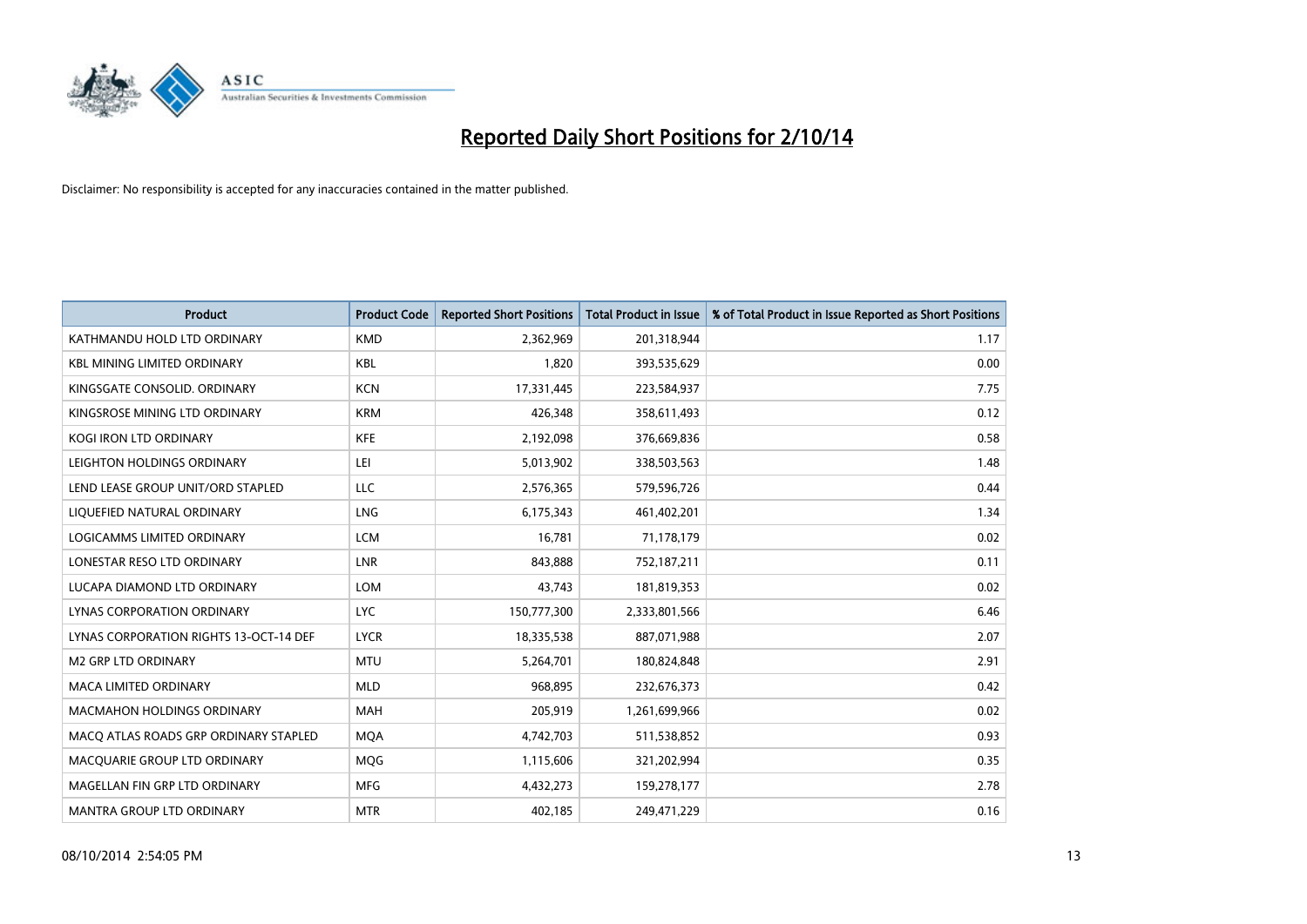# Reported Daily Short Positions for 2/10/14

Disclaimer: No responsibility is accepted for any inaccuracies contained in the matter published.

| Product | Product Code | Reported Short Positions | Total Product in Issue | % of Total Product in Issue Reported as Short Positions |
|---|---|---|---|---|
| KATHMANDU HOLD LTD ORDINARY | KMD | 2,362,969 | 201,318,944 | 1.17 |
| KBL MINING LIMITED ORDINARY | KBL | 1,820 | 393,535,629 | 0.00 |
| KINGSGATE CONSOLID. ORDINARY | KCN | 17,331,445 | 223,584,937 | 7.75 |
| KINGSROSE MINING LTD ORDINARY | KRM | 426,348 | 358,611,493 | 0.12 |
| KOGI IRON LTD ORDINARY | KFE | 2,192,098 | 376,669,836 | 0.58 |
| LEIGHTON HOLDINGS ORDINARY | LEI | 5,013,902 | 338,503,563 | 1.48 |
| LEND LEASE GROUP UNIT/ORD STAPLED | LLC | 2,576,365 | 579,596,726 | 0.44 |
| LIQUEFIED NATURAL ORDINARY | LNG | 6,175,343 | 461,402,201 | 1.34 |
| LOGICAMMS LIMITED ORDINARY | LCM | 16,781 | 71,178,179 | 0.02 |
| LONESTAR RESO LTD ORDINARY | LNR | 843,888 | 752,187,211 | 0.11 |
| LUCAPA DIAMOND LTD ORDINARY | LOM | 43,743 | 181,819,353 | 0.02 |
| LYNAS CORPORATION ORDINARY | LYC | 150,777,300 | 2,333,801,566 | 6.46 |
| LYNAS CORPORATION RIGHTS 13-OCT-14 DEF | LYCR | 18,335,538 | 887,071,988 | 2.07 |
| M2 GRP LTD ORDINARY | MTU | 5,264,701 | 180,824,848 | 2.91 |
| MACA LIMITED ORDINARY | MLD | 968,895 | 232,676,373 | 0.42 |
| MACMAHON HOLDINGS ORDINARY | MAH | 205,919 | 1,261,699,966 | 0.02 |
| MACQ ATLAS ROADS GRP ORDINARY STAPLED | MQA | 4,742,703 | 511,538,852 | 0.93 |
| MACQUARIE GROUP LTD ORDINARY | MQG | 1,115,606 | 321,202,994 | 0.35 |
| MAGELLAN FIN GRP LTD ORDINARY | MFG | 4,432,273 | 159,278,177 | 2.78 |
| MANTRA GROUP LTD ORDINARY | MTR | 402,185 | 249,471,229 | 0.16 |

08/10/2014 2:54:05 PM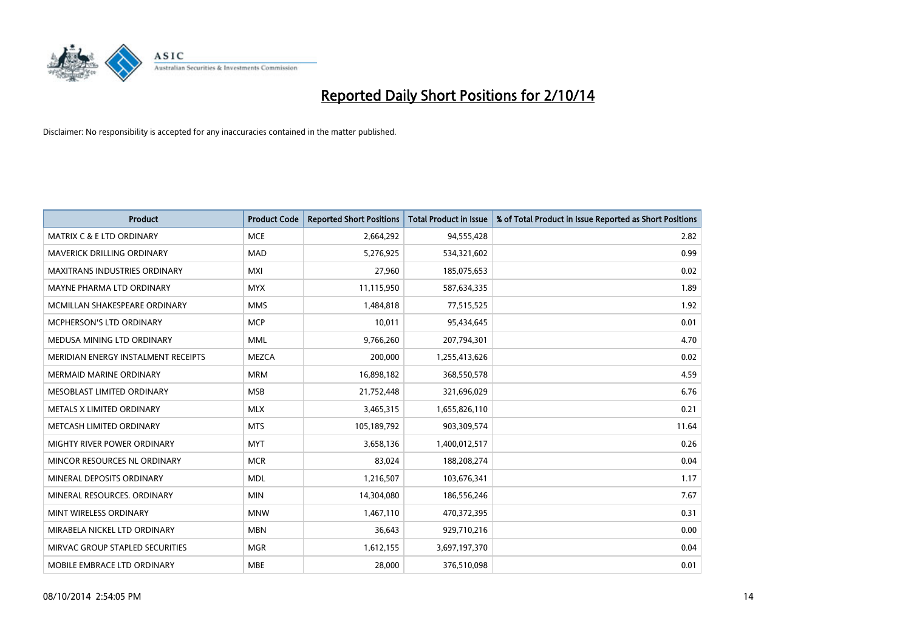# Reported Daily Short Positions for 2/10/14

Disclaimer: No responsibility is accepted for any inaccuracies contained in the matter published.

| Product | Product Code | Reported Short Positions | Total Product in Issue | % of Total Product in Issue Reported as Short Positions |
|---|---|---|---|---|
| MATRIX C & E LTD ORDINARY | MCE | 2,664,292 | 94,555,428 | 2.82 |
| MAVERICK DRILLING ORDINARY | MAD | 5,276,925 | 534,321,602 | 0.99 |
| MAXITRANS INDUSTRIES ORDINARY | MXI | 27,960 | 185,075,653 | 0.02 |
| MAYNE PHARMA LTD ORDINARY | MYX | 11,115,950 | 587,634,335 | 1.89 |
| MCMILLAN SHAKESPEARE ORDINARY | MMS | 1,484,818 | 77,515,525 | 1.92 |
| MCPHERSON'S LTD ORDINARY | MCP | 10,011 | 95,434,645 | 0.01 |
| MEDUSA MINING LTD ORDINARY | MML | 9,766,260 | 207,794,301 | 4.70 |
| MERIDIAN ENERGY INSTALMENT RECEIPTS | MEZCA | 200,000 | 1,255,413,626 | 0.02 |
| MERMAID MARINE ORDINARY | MRM | 16,898,182 | 368,550,578 | 4.59 |
| MESOBLAST LIMITED ORDINARY | MSB | 21,752,448 | 321,696,029 | 6.76 |
| METALS X LIMITED ORDINARY | MLX | 3,465,315 | 1,655,826,110 | 0.21 |
| METCASH LIMITED ORDINARY | MTS | 105,189,792 | 903,309,574 | 11.64 |
| MIGHTY RIVER POWER ORDINARY | MYT | 3,658,136 | 1,400,012,517 | 0.26 |
| MINCOR RESOURCES NL ORDINARY | MCR | 83,024 | 188,208,274 | 0.04 |
| MINERAL DEPOSITS ORDINARY | MDL | 1,216,507 | 103,676,341 | 1.17 |
| MINERAL RESOURCES. ORDINARY | MIN | 14,304,080 | 186,556,246 | 7.67 |
| MINT WIRELESS ORDINARY | MNW | 1,467,110 | 470,372,395 | 0.31 |
| MIRABELA NICKEL LTD ORDINARY | MBN | 36,643 | 929,710,216 | 0.00 |
| MIRVAC GROUP STAPLED SECURITIES | MGR | 1,612,155 | 3,697,197,370 | 0.04 |
| MOBILE EMBRACE LTD ORDINARY | MBE | 28,000 | 376,510,098 | 0.01 |

08/10/2014 2:54:05 PM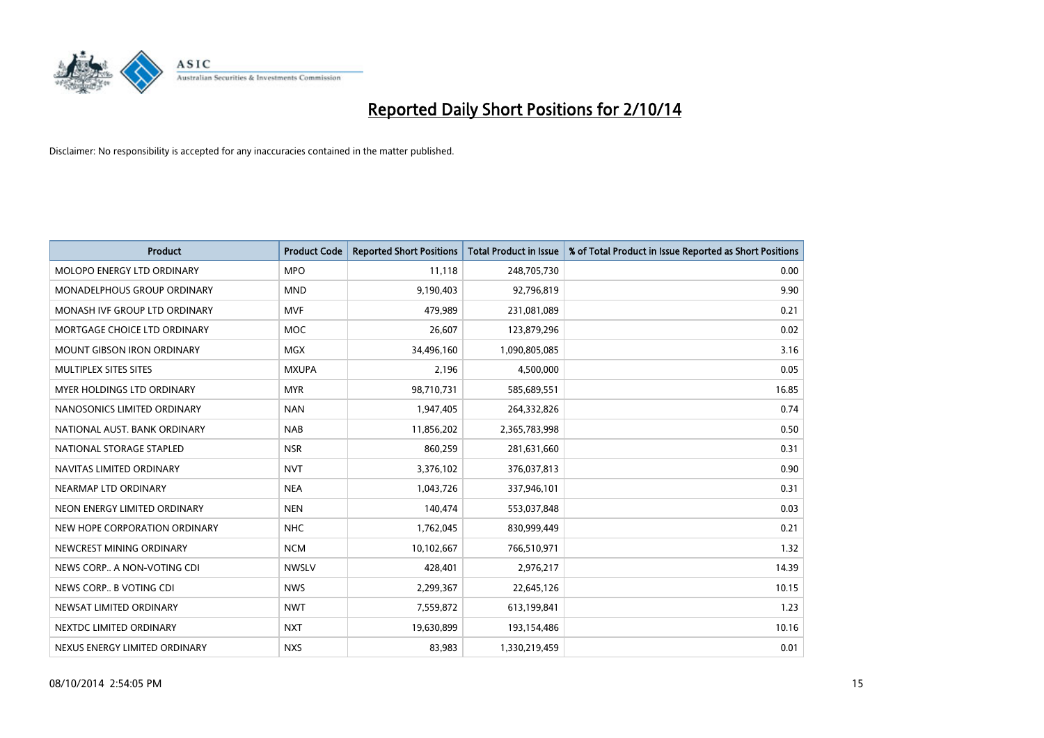# Reported Daily Short Positions for 2/10/14

Disclaimer: No responsibility is accepted for any inaccuracies contained in the matter published.

| Product | Product Code | Reported Short Positions | Total Product in Issue | % of Total Product in Issue Reported as Short Positions |
|---|---|---|---|---|
| MOLOPO ENERGY LTD ORDINARY | MPO | 11,118 | 248,705,730 | 0.00 |
| MONADELPHOUS GROUP ORDINARY | MND | 9,190,403 | 92,796,819 | 9.90 |
| MONASH IVF GROUP LTD ORDINARY | MVF | 479,989 | 231,081,089 | 0.21 |
| MORTGAGE CHOICE LTD ORDINARY | MOC | 26,607 | 123,879,296 | 0.02 |
| MOUNT GIBSON IRON ORDINARY | MGX | 34,496,160 | 1,090,805,085 | 3.16 |
| MULTIPLEX SITES SITES | MXUPA | 2,196 | 4,500,000 | 0.05 |
| MYER HOLDINGS LTD ORDINARY | MYR | 98,710,731 | 585,689,551 | 16.85 |
| NANOSONICS LIMITED ORDINARY | NAN | 1,947,405 | 264,332,826 | 0.74 |
| NATIONAL AUST. BANK ORDINARY | NAB | 11,856,202 | 2,365,783,998 | 0.50 |
| NATIONAL STORAGE STAPLED | NSR | 860,259 | 281,631,660 | 0.31 |
| NAVITAS LIMITED ORDINARY | NVT | 3,376,102 | 376,037,813 | 0.90 |
| NEARMAP LTD ORDINARY | NEA | 1,043,726 | 337,946,101 | 0.31 |
| NEON ENERGY LIMITED ORDINARY | NEN | 140,474 | 553,037,848 | 0.03 |
| NEW HOPE CORPORATION ORDINARY | NHC | 1,762,045 | 830,999,449 | 0.21 |
| NEWCREST MINING ORDINARY | NCM | 10,102,667 | 766,510,971 | 1.32 |
| NEWS CORP.. A NON-VOTING CDI | NWSLV | 428,401 | 2,976,217 | 14.39 |
| NEWS CORP.. B VOTING CDI | NWS | 2,299,367 | 22,645,126 | 10.15 |
| NEWSAT LIMITED ORDINARY | NWT | 7,559,872 | 613,199,841 | 1.23 |
| NEXTDC LIMITED ORDINARY | NXT | 19,630,899 | 193,154,486 | 10.16 |
| NEXUS ENERGY LIMITED ORDINARY | NXS | 83,983 | 1,330,219,459 | 0.01 |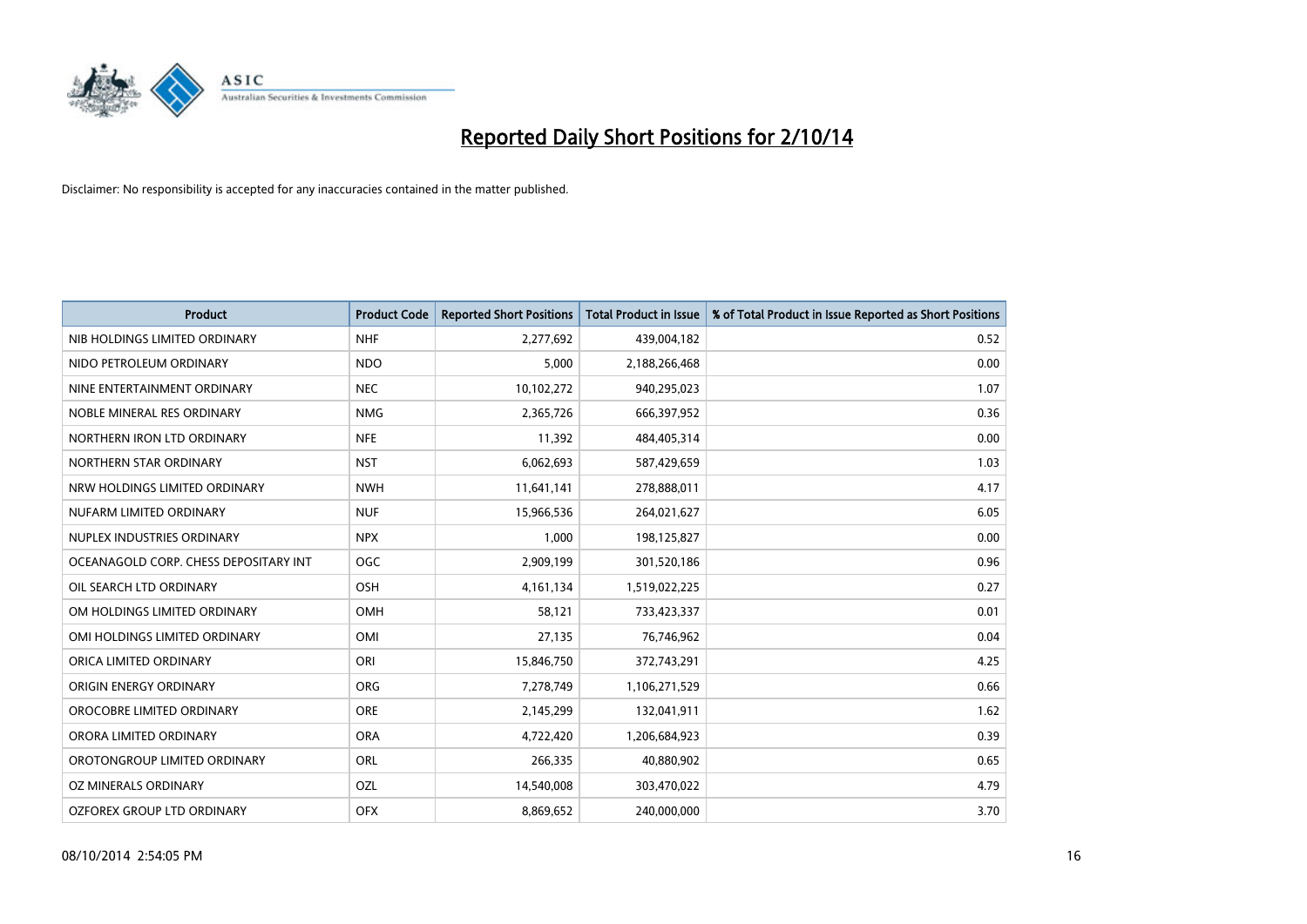# Reported Daily Short Positions for 2/10/14

Disclaimer: No responsibility is accepted for any inaccuracies contained in the matter published.

| Product | Product Code | Reported Short Positions | Total Product in Issue | % of Total Product in Issue Reported as Short Positions |
|---|---|---|---|---|
| NIB HOLDINGS LIMITED ORDINARY | NHF | 2,277,692 | 439,004,182 | 0.52 |
| NIDO PETROLEUM ORDINARY | NDO | 5,000 | 2,188,266,468 | 0.00 |
| NINE ENTERTAINMENT ORDINARY | NEC | 10,102,272 | 940,295,023 | 1.07 |
| NOBLE MINERAL RES ORDINARY | NMG | 2,365,726 | 666,397,952 | 0.36 |
| NORTHERN IRON LTD ORDINARY | NFE | 11,392 | 484,405,314 | 0.00 |
| NORTHERN STAR ORDINARY | NST | 6,062,693 | 587,429,659 | 1.03 |
| NRW HOLDINGS LIMITED ORDINARY | NWH | 11,641,141 | 278,888,011 | 4.17 |
| NUFARM LIMITED ORDINARY | NUF | 15,966,536 | 264,021,627 | 6.05 |
| NUPLEX INDUSTRIES ORDINARY | NPX | 1,000 | 198,125,827 | 0.00 |
| OCEANAGOLD CORP. CHESS DEPOSITARY INT | OGC | 2,909,199 | 301,520,186 | 0.96 |
| OIL SEARCH LTD ORDINARY | OSH | 4,161,134 | 1,519,022,225 | 0.27 |
| OM HOLDINGS LIMITED ORDINARY | OMH | 58,121 | 733,423,337 | 0.01 |
| OMI HOLDINGS LIMITED ORDINARY | OMI | 27,135 | 76,746,962 | 0.04 |
| ORICA LIMITED ORDINARY | ORI | 15,846,750 | 372,743,291 | 4.25 |
| ORIGIN ENERGY ORDINARY | ORG | 7,278,749 | 1,106,271,529 | 0.66 |
| OROCOBRE LIMITED ORDINARY | ORE | 2,145,299 | 132,041,911 | 1.62 |
| ORORA LIMITED ORDINARY | ORA | 4,722,420 | 1,206,684,923 | 0.39 |
| OROTONGROUP LIMITED ORDINARY | ORL | 266,335 | 40,880,902 | 0.65 |
| OZ MINERALS ORDINARY | OZL | 14,540,008 | 303,470,022 | 4.79 |
| OZFOREX GROUP LTD ORDINARY | OFX | 8,869,652 | 240,000,000 | 3.70 |

08/10/2014 2:54:05 PM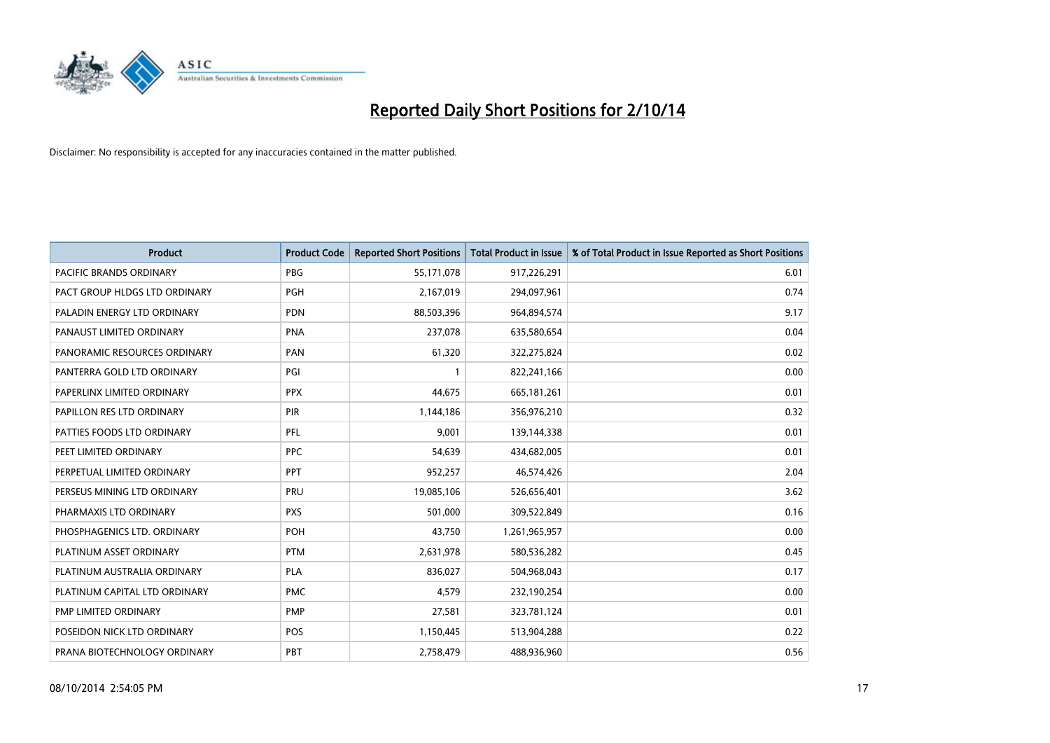# Reported Daily Short Positions for 2/10/14

Disclaimer: No responsibility is accepted for any inaccuracies contained in the matter published.

| Product | Product Code | Reported Short Positions | Total Product in Issue | % of Total Product in Issue Reported as Short Positions |
|---|---|---|---|---|
| PACIFIC BRANDS ORDINARY | PBG | 55,171,078 | 917,226,291 | 6.01 |
| PACT GROUP HLDGS LTD ORDINARY | PGH | 2,167,019 | 294,097,961 | 0.74 |
| PALADIN ENERGY LTD ORDINARY | PDN | 88,503,396 | 964,894,574 | 9.17 |
| PANAUST LIMITED ORDINARY | PNA | 237,078 | 635,580,654 | 0.04 |
| PANORAMIC RESOURCES ORDINARY | PAN | 61,320 | 322,275,824 | 0.02 |
| PANTERRA GOLD LTD ORDINARY | PGI | 1 | 822,241,166 | 0.00 |
| PAPERLINX LIMITED ORDINARY | PPX | 44,675 | 665,181,261 | 0.01 |
| PAPILLON RES LTD ORDINARY | PIR | 1,144,186 | 356,976,210 | 0.32 |
| PATTIES FOODS LTD ORDINARY | PFL | 9,001 | 139,144,338 | 0.01 |
| PEET LIMITED ORDINARY | PPC | 54,639 | 434,682,005 | 0.01 |
| PERPETUAL LIMITED ORDINARY | PPT | 952,257 | 46,574,426 | 2.04 |
| PERSEUS MINING LTD ORDINARY | PRU | 19,085,106 | 526,656,401 | 3.62 |
| PHARMAXIS LTD ORDINARY | PXS | 501,000 | 309,522,849 | 0.16 |
| PHOSPHAGENICS LTD. ORDINARY | POH | 43,750 | 1,261,965,957 | 0.00 |
| PLATINUM ASSET ORDINARY | PTM | 2,631,978 | 580,536,282 | 0.45 |
| PLATINUM AUSTRALIA ORDINARY | PLA | 836,027 | 504,968,043 | 0.17 |
| PLATINUM CAPITAL LTD ORDINARY | PMC | 4,579 | 232,190,254 | 0.00 |
| PMP LIMITED ORDINARY | PMP | 27,581 | 323,781,124 | 0.01 |
| POSEIDON NICK LTD ORDINARY | POS | 1,150,445 | 513,904,288 | 0.22 |
| PRANA BIOTECHNOLOGY ORDINARY | PBT | 2,758,479 | 488,936,960 | 0.56 |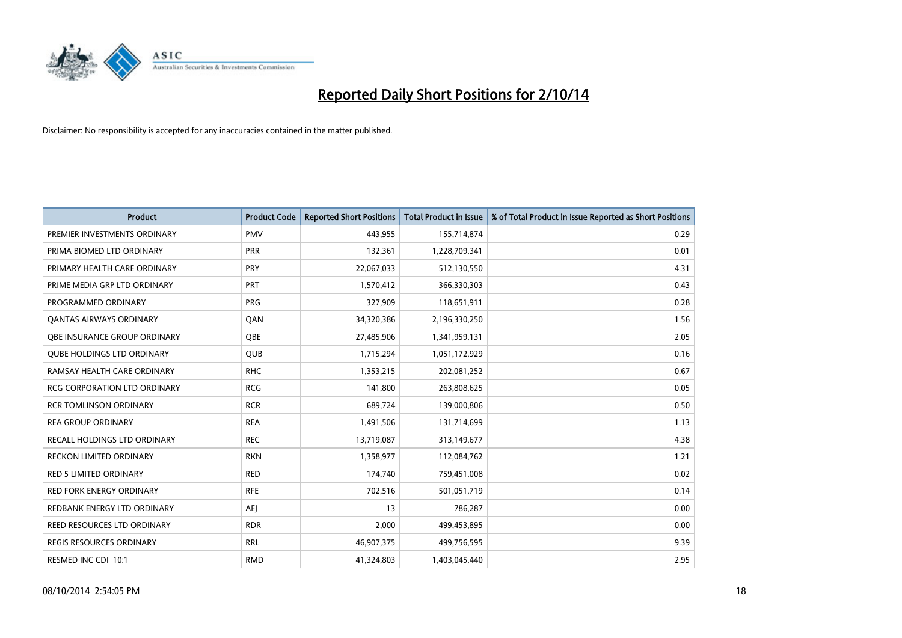# Reported Daily Short Positions for 2/10/14

Disclaimer: No responsibility is accepted for any inaccuracies contained in the matter published.

| Product | Product Code | Reported Short Positions | Total Product in Issue | % of Total Product in Issue Reported as Short Positions |
|---|---|---|---|---|
| PREMIER INVESTMENTS ORDINARY | PMV | 443,955 | 155,714,874 | 0.29 |
| PRIMA BIOMED LTD ORDINARY | PRR | 132,361 | 1,228,709,341 | 0.01 |
| PRIMARY HEALTH CARE ORDINARY | PRY | 22,067,033 | 512,130,550 | 4.31 |
| PRIME MEDIA GRP LTD ORDINARY | PRT | 1,570,412 | 366,330,303 | 0.43 |
| PROGRAMMED ORDINARY | PRG | 327,909 | 118,651,911 | 0.28 |
| QANTAS AIRWAYS ORDINARY | QAN | 34,320,386 | 2,196,330,250 | 1.56 |
| QBE INSURANCE GROUP ORDINARY | QBE | 27,485,906 | 1,341,959,131 | 2.05 |
| QUBE HOLDINGS LTD ORDINARY | QUB | 1,715,294 | 1,051,172,929 | 0.16 |
| RAMSAY HEALTH CARE ORDINARY | RHC | 1,353,215 | 202,081,252 | 0.67 |
| RCG CORPORATION LTD ORDINARY | RCG | 141,800 | 263,808,625 | 0.05 |
| RCR TOMLINSON ORDINARY | RCR | 689,724 | 139,000,806 | 0.50 |
| REA GROUP ORDINARY | REA | 1,491,506 | 131,714,699 | 1.13 |
| RECALL HOLDINGS LTD ORDINARY | REC | 13,719,087 | 313,149,677 | 4.38 |
| RECKON LIMITED ORDINARY | RKN | 1,358,977 | 112,084,762 | 1.21 |
| RED 5 LIMITED ORDINARY | RED | 174,740 | 759,451,008 | 0.02 |
| RED FORK ENERGY ORDINARY | RFE | 702,516 | 501,051,719 | 0.14 |
| REDBANK ENERGY LTD ORDINARY | AEJ | 13 | 786,287 | 0.00 |
| REED RESOURCES LTD ORDINARY | RDR | 2,000 | 499,453,895 | 0.00 |
| REGIS RESOURCES ORDINARY | RRL | 46,907,375 | 499,756,595 | 9.39 |
| RESMED INC CDI 10:1 | RMD | 41,324,803 | 1,403,045,440 | 2.95 |

08/10/2014 2:54:05 PM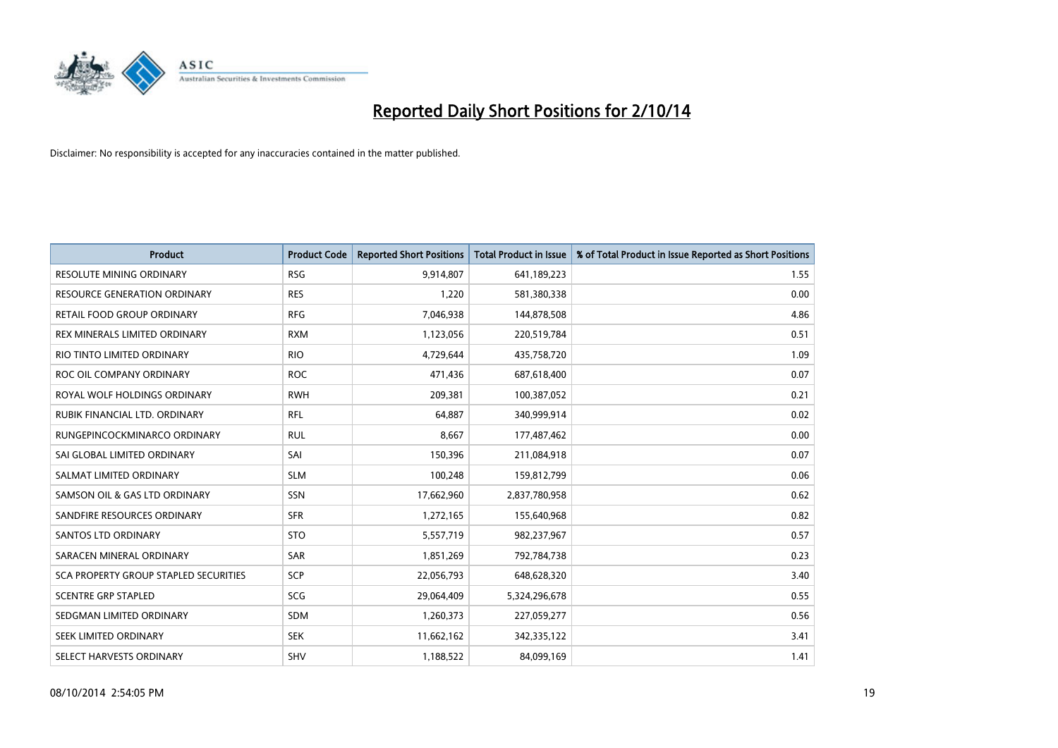# Reported Daily Short Positions for 2/10/14

Disclaimer: No responsibility is accepted for any inaccuracies contained in the matter published.

| Product | Product Code | Reported Short Positions | Total Product in Issue | % of Total Product in Issue Reported as Short Positions |
|---|---|---|---|---|
| RESOLUTE MINING ORDINARY | RSG | 9,914,807 | 641,189,223 | 1.55 |
| RESOURCE GENERATION ORDINARY | RES | 1,220 | 581,380,338 | 0.00 |
| RETAIL FOOD GROUP ORDINARY | RFG | 7,046,938 | 144,878,508 | 4.86 |
| REX MINERALS LIMITED ORDINARY | RXM | 1,123,056 | 220,519,784 | 0.51 |
| RIO TINTO LIMITED ORDINARY | RIO | 4,729,644 | 435,758,720 | 1.09 |
| ROC OIL COMPANY ORDINARY | ROC | 471,436 | 687,618,400 | 0.07 |
| ROYAL WOLF HOLDINGS ORDINARY | RWH | 209,381 | 100,387,052 | 0.21 |
| RUBIK FINANCIAL LTD. ORDINARY | RFL | 64,887 | 340,999,914 | 0.02 |
| RUNGEPINCOCKMINARCO ORDINARY | RUL | 8,667 | 177,487,462 | 0.00 |
| SAI GLOBAL LIMITED ORDINARY | SAI | 150,396 | 211,084,918 | 0.07 |
| SALMAT LIMITED ORDINARY | SLM | 100,248 | 159,812,799 | 0.06 |
| SAMSON OIL & GAS LTD ORDINARY | SSN | 17,662,960 | 2,837,780,958 | 0.62 |
| SANDFIRE RESOURCES ORDINARY | SFR | 1,272,165 | 155,640,968 | 0.82 |
| SANTOS LTD ORDINARY | STO | 5,557,719 | 982,237,967 | 0.57 |
| SARACEN MINERAL ORDINARY | SAR | 1,851,269 | 792,784,738 | 0.23 |
| SCA PROPERTY GROUP STAPLED SECURITIES | SCP | 22,056,793 | 648,628,320 | 3.40 |
| SCENTRE GRP STAPLED | SCG | 29,064,409 | 5,324,296,678 | 0.55 |
| SEDGMAN LIMITED ORDINARY | SDM | 1,260,373 | 227,059,277 | 0.56 |
| SEEK LIMITED ORDINARY | SEK | 11,662,162 | 342,335,122 | 3.41 |
| SELECT HARVESTS ORDINARY | SHV | 1,188,522 | 84,099,169 | 1.41 |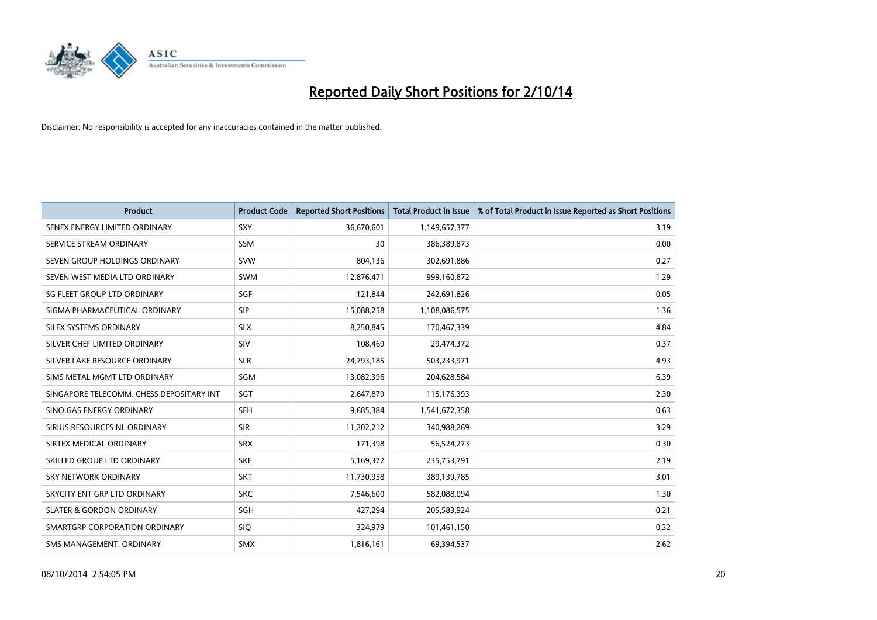# Reported Daily Short Positions for 2/10/14

Disclaimer: No responsibility is accepted for any inaccuracies contained in the matter published.

| Product | Product Code | Reported Short Positions | Total Product in Issue | % of Total Product in Issue Reported as Short Positions |
|---|---|---|---|---|
| SENEX ENERGY LIMITED ORDINARY | SXY | 36,670,601 | 1,149,657,377 | 3.19 |
| SERVICE STREAM ORDINARY | SSM | 30 | 386,389,873 | 0.00 |
| SEVEN GROUP HOLDINGS ORDINARY | SVW | 804,136 | 302,691,886 | 0.27 |
| SEVEN WEST MEDIA LTD ORDINARY | SWM | 12,876,471 | 999,160,872 | 1.29 |
| SG FLEET GROUP LTD ORDINARY | SGF | 121,844 | 242,691,826 | 0.05 |
| SIGMA PHARMACEUTICAL ORDINARY | SIP | 15,088,258 | 1,108,086,575 | 1.36 |
| SILEX SYSTEMS ORDINARY | SLX | 8,250,845 | 170,467,339 | 4.84 |
| SILVER CHEF LIMITED ORDINARY | SIV | 108,469 | 29,474,372 | 0.37 |
| SILVER LAKE RESOURCE ORDINARY | SLR | 24,793,185 | 503,233,971 | 4.93 |
| SIMS METAL MGMT LTD ORDINARY | SGM | 13,082,396 | 204,628,584 | 6.39 |
| SINGAPORE TELECOMM. CHESS DEPOSITARY INT | SGT | 2,647,879 | 115,176,393 | 2.30 |
| SINO GAS ENERGY ORDINARY | SEH | 9,685,384 | 1,541,672,358 | 0.63 |
| SIRIUS RESOURCES NL ORDINARY | SIR | 11,202,212 | 340,988,269 | 3.29 |
| SIRTEX MEDICAL ORDINARY | SRX | 171,398 | 56,524,273 | 0.30 |
| SKILLED GROUP LTD ORDINARY | SKE | 5,169,372 | 235,753,791 | 2.19 |
| SKY NETWORK ORDINARY | SKT | 11,730,958 | 389,139,785 | 3.01 |
| SKYCITY ENT GRP LTD ORDINARY | SKC | 7,546,600 | 582,088,094 | 1.30 |
| SLATER & GORDON ORDINARY | SGH | 427,294 | 205,583,924 | 0.21 |
| SMARTGRP CORPORATION ORDINARY | SIQ | 324,979 | 101,461,150 | 0.32 |
| SMS MANAGEMENT. ORDINARY | SMX | 1,816,161 | 69,394,537 | 2.62 |

08/10/2014 2:54:05 PM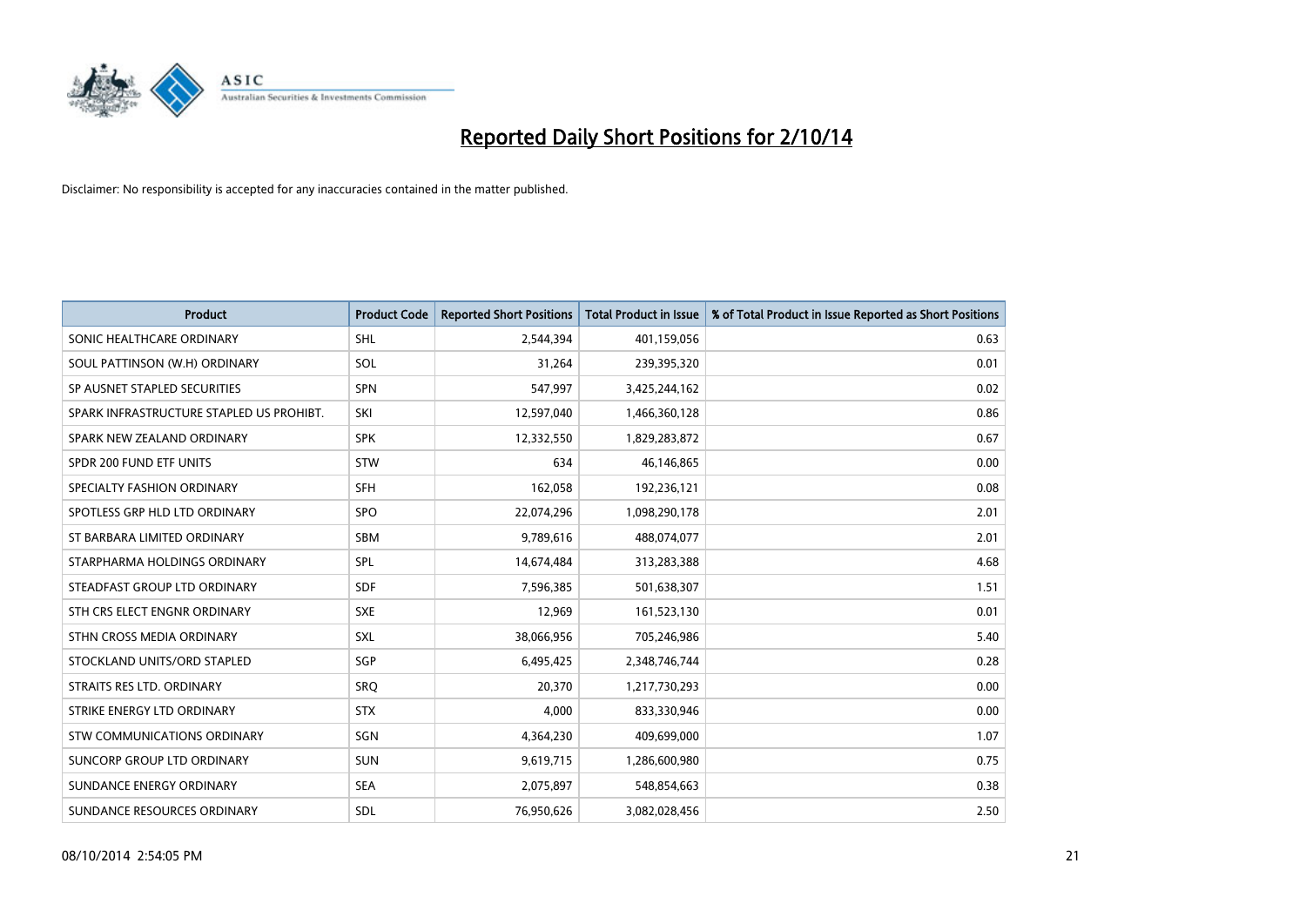# Reported Daily Short Positions for 2/10/14

Disclaimer: No responsibility is accepted for any inaccuracies contained in the matter published.

| Product | Product Code | Reported Short Positions | Total Product in Issue | % of Total Product in Issue Reported as Short Positions |
|---|---|---|---|---|
| SONIC HEALTHCARE ORDINARY | SHL | 2,544,394 | 401,159,056 | 0.63 |
| SOUL PATTINSON (W.H) ORDINARY | SOL | 31,264 | 239,395,320 | 0.01 |
| SP AUSNET STAPLED SECURITIES | SPN | 547,997 | 3,425,244,162 | 0.02 |
| SPARK INFRASTRUCTURE STAPLED US PROHIBT. | SKI | 12,597,040 | 1,466,360,128 | 0.86 |
| SPARK NEW ZEALAND ORDINARY | SPK | 12,332,550 | 1,829,283,872 | 0.67 |
| SPDR 200 FUND ETF UNITS | STW | 634 | 46,146,865 | 0.00 |
| SPECIALTY FASHION ORDINARY | SFH | 162,058 | 192,236,121 | 0.08 |
| SPOTLESS GRP HLD LTD ORDINARY | SPO | 22,074,296 | 1,098,290,178 | 2.01 |
| ST BARBARA LIMITED ORDINARY | SBM | 9,789,616 | 488,074,077 | 2.01 |
| STARPHARMA HOLDINGS ORDINARY | SPL | 14,674,484 | 313,283,388 | 4.68 |
| STEADFAST GROUP LTD ORDINARY | SDF | 7,596,385 | 501,638,307 | 1.51 |
| STH CRS ELECT ENGNR ORDINARY | SXE | 12,969 | 161,523,130 | 0.01 |
| STHN CROSS MEDIA ORDINARY | SXL | 38,066,956 | 705,246,986 | 5.40 |
| STOCKLAND UNITS/ORD STAPLED | SGP | 6,495,425 | 2,348,746,744 | 0.28 |
| STRAITS RES LTD. ORDINARY | SRQ | 20,370 | 1,217,730,293 | 0.00 |
| STRIKE ENERGY LTD ORDINARY | STX | 4,000 | 833,330,946 | 0.00 |
| STW COMMUNICATIONS ORDINARY | SGN | 4,364,230 | 409,699,000 | 1.07 |
| SUNCORP GROUP LTD ORDINARY | SUN | 9,619,715 | 1,286,600,980 | 0.75 |
| SUNDANCE ENERGY ORDINARY | SEA | 2,075,897 | 548,854,663 | 0.38 |
| SUNDANCE RESOURCES ORDINARY | SDL | 76,950,626 | 3,082,028,456 | 2.50 |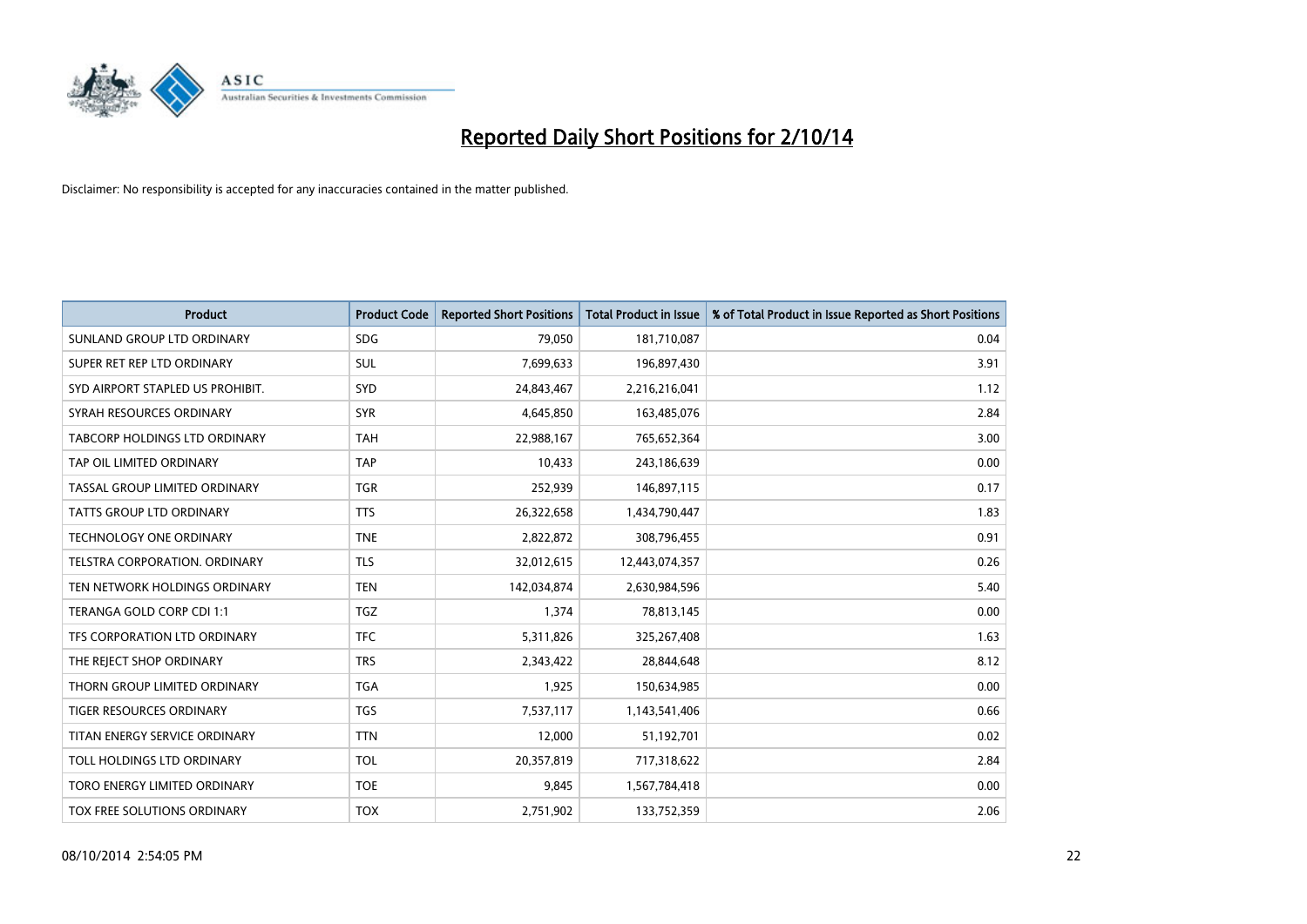# Reported Daily Short Positions for 2/10/14

Disclaimer: No responsibility is accepted for any inaccuracies contained in the matter published.

| Product | Product Code | Reported Short Positions | Total Product in Issue | % of Total Product in Issue Reported as Short Positions |
| --- | --- | --- | --- | --- |
| SUNLAND GROUP LTD ORDINARY | SDG | 79,050 | 181,710,087 | 0.04 |
| SUPER RET REP LTD ORDINARY | SUL | 7,699,633 | 196,897,430 | 3.91 |
| SYD AIRPORT STAPLED US PROHIBIT. | SYD | 24,843,467 | 2,216,216,041 | 1.12 |
| SYRAH RESOURCES ORDINARY | SYR | 4,645,850 | 163,485,076 | 2.84 |
| TABCORP HOLDINGS LTD ORDINARY | TAH | 22,988,167 | 765,652,364 | 3.00 |
| TAP OIL LIMITED ORDINARY | TAP | 10,433 | 243,186,639 | 0.00 |
| TASSAL GROUP LIMITED ORDINARY | TGR | 252,939 | 146,897,115 | 0.17 |
| TATTS GROUP LTD ORDINARY | TTS | 26,322,658 | 1,434,790,447 | 1.83 |
| TECHNOLOGY ONE ORDINARY | TNE | 2,822,872 | 308,796,455 | 0.91 |
| TELSTRA CORPORATION. ORDINARY | TLS | 32,012,615 | 12,443,074,357 | 0.26 |
| TEN NETWORK HOLDINGS ORDINARY | TEN | 142,034,874 | 2,630,984,596 | 5.40 |
| TERANGA GOLD CORP CDI 1:1 | TGZ | 1,374 | 78,813,145 | 0.00 |
| TFS CORPORATION LTD ORDINARY | TFC | 5,311,826 | 325,267,408 | 1.63 |
| THE REJECT SHOP ORDINARY | TRS | 2,343,422 | 28,844,648 | 8.12 |
| THORN GROUP LIMITED ORDINARY | TGA | 1,925 | 150,634,985 | 0.00 |
| TIGER RESOURCES ORDINARY | TGS | 7,537,117 | 1,143,541,406 | 0.66 |
| TITAN ENERGY SERVICE ORDINARY | TTN | 12,000 | 51,192,701 | 0.02 |
| TOLL HOLDINGS LTD ORDINARY | TOL | 20,357,819 | 717,318,622 | 2.84 |
| TORO ENERGY LIMITED ORDINARY | TOE | 9,845 | 1,567,784,418 | 0.00 |
| TOX FREE SOLUTIONS ORDINARY | TOX | 2,751,902 | 133,752,359 | 2.06 |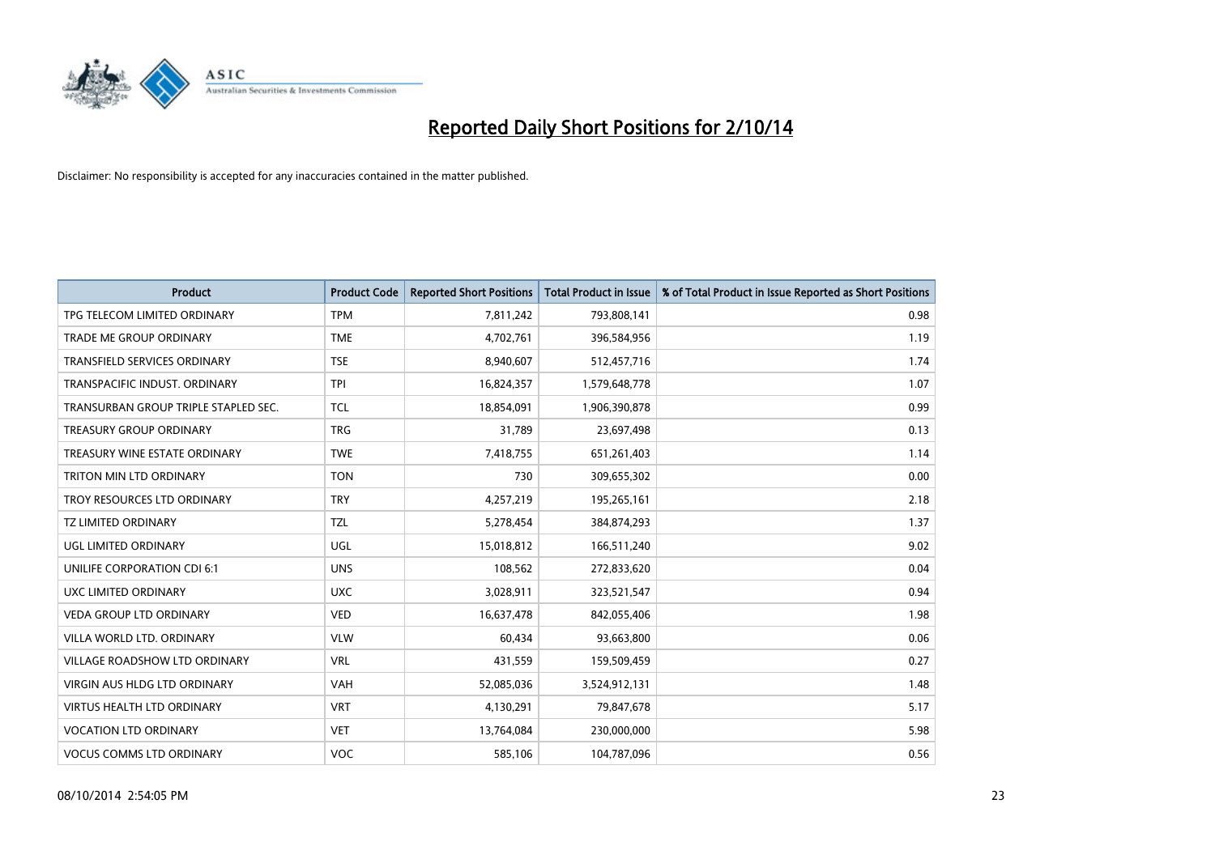# Reported Daily Short Positions for 2/10/14

Disclaimer: No responsibility is accepted for any inaccuracies contained in the matter published.

| Product | Product Code | Reported Short Positions | Total Product in Issue | % of Total Product in Issue Reported as Short Positions |
|---|---|---|---|---|
| TPG TELECOM LIMITED ORDINARY | TPM | 7,811,242 | 793,808,141 | 0.98 |
| TRADE ME GROUP ORDINARY | TME | 4,702,761 | 396,584,956 | 1.19 |
| TRANSFIELD SERVICES ORDINARY | TSE | 8,940,607 | 512,457,716 | 1.74 |
| TRANSPACIFIC INDUST. ORDINARY | TPI | 16,824,357 | 1,579,648,778 | 1.07 |
| TRANSURBAN GROUP TRIPLE STAPLED SEC. | TCL | 18,854,091 | 1,906,390,878 | 0.99 |
| TREASURY GROUP ORDINARY | TRG | 31,789 | 23,697,498 | 0.13 |
| TREASURY WINE ESTATE ORDINARY | TWE | 7,418,755 | 651,261,403 | 1.14 |
| TRITON MIN LTD ORDINARY | TON | 730 | 309,655,302 | 0.00 |
| TROY RESOURCES LTD ORDINARY | TRY | 4,257,219 | 195,265,161 | 2.18 |
| TZ LIMITED ORDINARY | TZL | 5,278,454 | 384,874,293 | 1.37 |
| UGL LIMITED ORDINARY | UGL | 15,018,812 | 166,511,240 | 9.02 |
| UNILIFE CORPORATION CDI 6:1 | UNS | 108,562 | 272,833,620 | 0.04 |
| UXC LIMITED ORDINARY | UXC | 3,028,911 | 323,521,547 | 0.94 |
| VEDA GROUP LTD ORDINARY | VED | 16,637,478 | 842,055,406 | 1.98 |
| VILLA WORLD LTD. ORDINARY | VLW | 60,434 | 93,663,800 | 0.06 |
| VILLAGE ROADSHOW LTD ORDINARY | VRL | 431,559 | 159,509,459 | 0.27 |
| VIRGIN AUS HLDG LTD ORDINARY | VAH | 52,085,036 | 3,524,912,131 | 1.48 |
| VIRTUS HEALTH LTD ORDINARY | VRT | 4,130,291 | 79,847,678 | 5.17 |
| VOCATION LTD ORDINARY | VET | 13,764,084 | 230,000,000 | 5.98 |
| VOCUS COMMS LTD ORDINARY | VOC | 585,106 | 104,787,096 | 0.56 |

08/10/2014 2:54:05 PM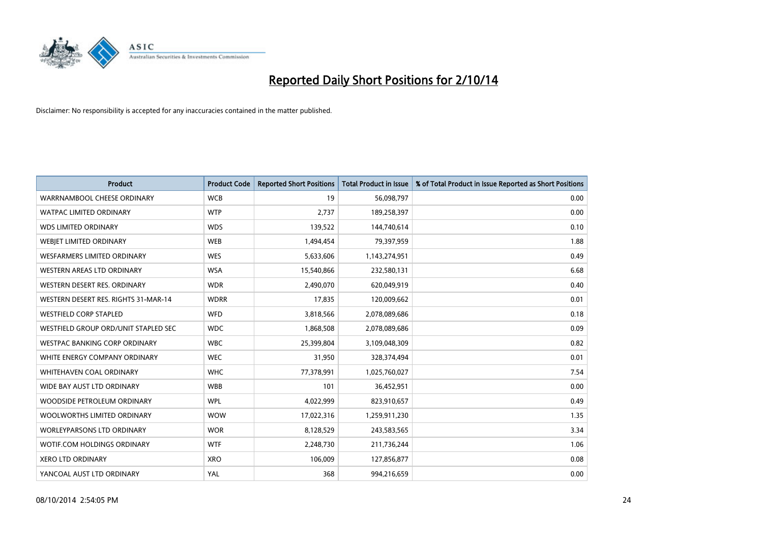# Reported Daily Short Positions for 2/10/14

Disclaimer: No responsibility is accepted for any inaccuracies contained in the matter published.

| Product | Product Code | Reported Short Positions | Total Product in Issue | % of Total Product in Issue Reported as Short Positions |
|---|---|---|---|---|
| WARRNAMBOOL CHEESE ORDINARY | WCB | 19 | 56,098,797 | 0.00 |
| WATPAC LIMITED ORDINARY | WTP | 2,737 | 189,258,397 | 0.00 |
| WDS LIMITED ORDINARY | WDS | 139,522 | 144,740,614 | 0.10 |
| WEBJET LIMITED ORDINARY | WEB | 1,494,454 | 79,397,959 | 1.88 |
| WESFARMERS LIMITED ORDINARY | WES | 5,633,606 | 1,143,274,951 | 0.49 |
| WESTERN AREAS LTD ORDINARY | WSA | 15,540,866 | 232,580,131 | 6.68 |
| WESTERN DESERT RES. ORDINARY | WDR | 2,490,070 | 620,049,919 | 0.40 |
| WESTERN DESERT RES. RIGHTS 31-MAR-14 | WDRR | 17,835 | 120,009,662 | 0.01 |
| WESTFIELD CORP STAPLED | WFD | 3,818,566 | 2,078,089,686 | 0.18 |
| WESTFIELD GROUP ORD/UNIT STAPLED SEC | WDC | 1,868,508 | 2,078,089,686 | 0.09 |
| WESTPAC BANKING CORP ORDINARY | WBC | 25,399,804 | 3,109,048,309 | 0.82 |
| WHITE ENERGY COMPANY ORDINARY | WEC | 31,950 | 328,374,494 | 0.01 |
| WHITEHAVEN COAL ORDINARY | WHC | 77,378,991 | 1,025,760,027 | 7.54 |
| WIDE BAY AUST LTD ORDINARY | WBB | 101 | 36,452,951 | 0.00 |
| WOODSIDE PETROLEUM ORDINARY | WPL | 4,022,999 | 823,910,657 | 0.49 |
| WOOLWORTHS LIMITED ORDINARY | WOW | 17,022,316 | 1,259,911,230 | 1.35 |
| WORLEYPARSONS LTD ORDINARY | WOR | 8,128,529 | 243,583,565 | 3.34 |
| WOTIF.COM HOLDINGS ORDINARY | WTF | 2,248,730 | 211,736,244 | 1.06 |
| XERO LTD ORDINARY | XRO | 106,009 | 127,856,877 | 0.08 |
| YANCOAL AUST LTD ORDINARY | YAL | 368 | 994,216,659 | 0.00 |

08/10/2014 2:54:05 PM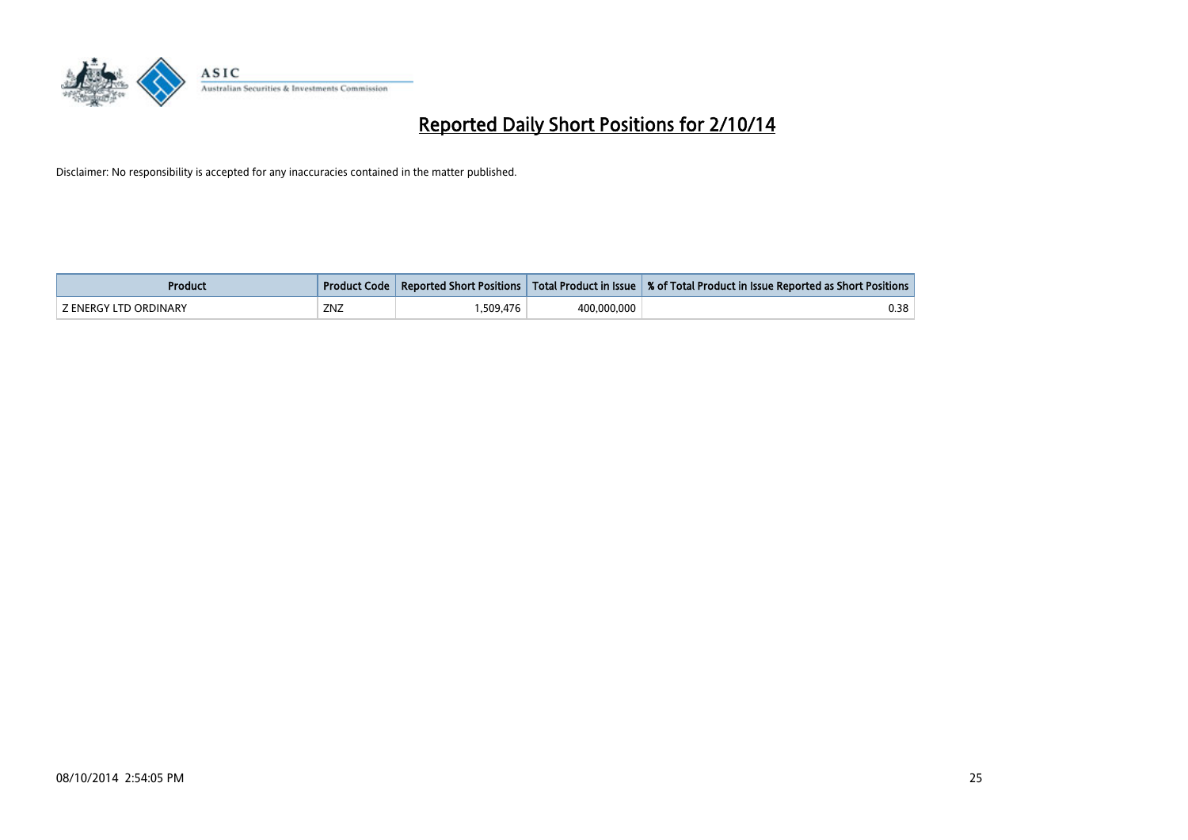# Reported Daily Short Positions for 2/10/14

Disclaimer: No responsibility is accepted for any inaccuracies contained in the matter published.

| Product | Product Code | Reported Short Positions | Total Product in Issue | % of Total Product in Issue Reported as Short Positions |
|---|---|---|---|---|
| Z ENERGY LTD ORDINARY | ZNZ | 1,509,476 | 400,000,000 | 0.38 |